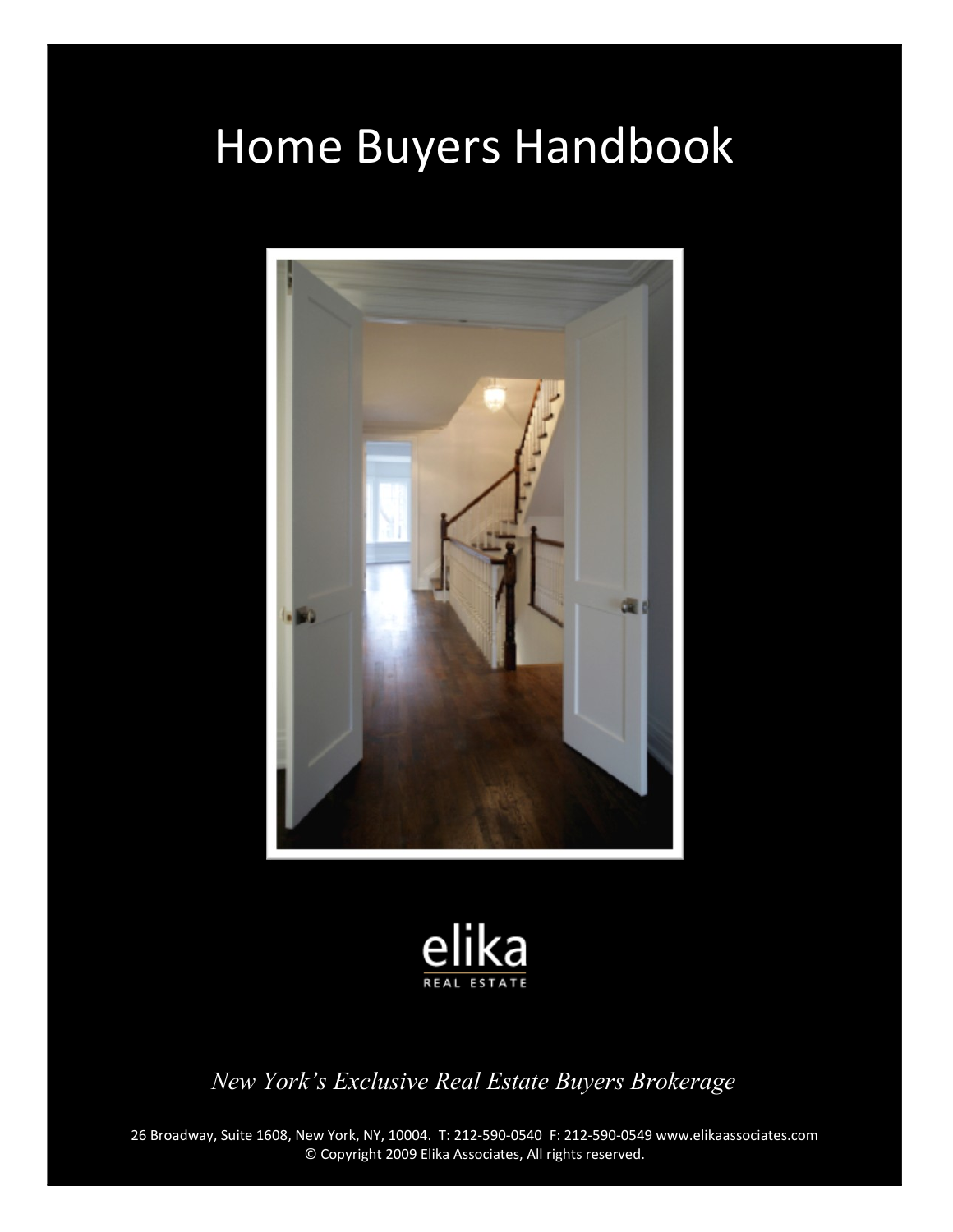# Home Buyers Handbook

elika
REAL ESTATE

*New York's Exclusive Real Estate Buyers Brokerage*

26 Broadway, Suite 1608, New York, NY, 10004. T: 212-590-0540 F: 212-590-0549 www.elikaassociates.com
© Copyright 2009 Elika Associates, All rights reserved.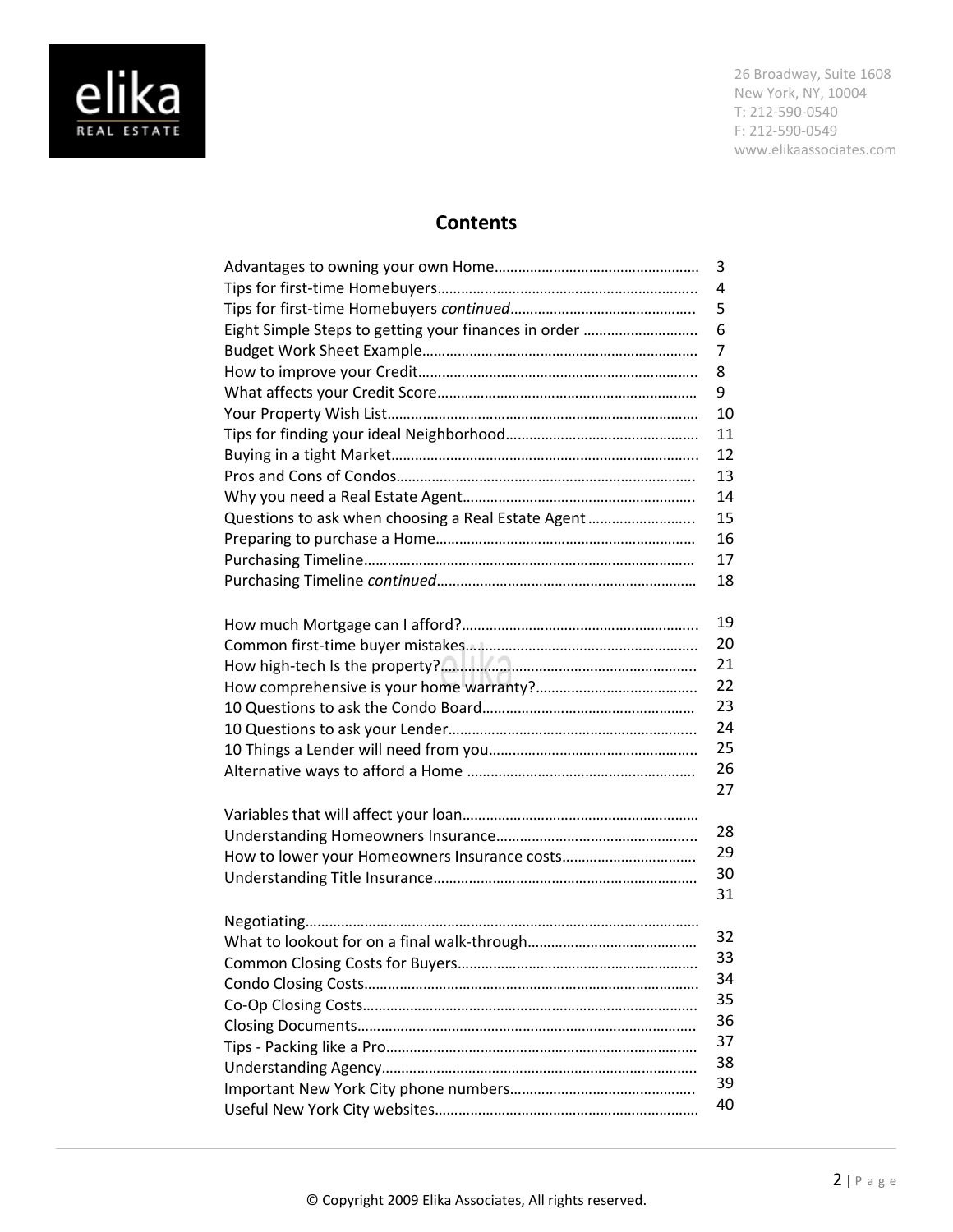## Contents

| | |
|---|---|
| Advantages to owning your own Home | 3 |
| Tips for first-time Homebuyers | 4 |
| Tips for first-time Homebuyers *continued* | 5 |
| Eight Simple Steps to getting your finances in order | 6 |
| Budget Work Sheet Example | 7 |
| How to improve your Credit | 8 |
| What affects your Credit Score | 9 |
| Your Property Wish List | 10 |
| Tips for finding your ideal Neighborhood | 11 |
| Buying in a tight Market | 12 |
| Pros and Cons of Condos | 13 |
| Why you need a Real Estate Agent | 14 |
| Questions to ask when choosing a Real Estate Agent | 15 |
| Preparing to purchase a Home | 16 |
| Purchasing Timeline | 17 |
| Purchasing Timeline *continued* | 18 |
| How much Mortgage can I afford? | 19 |
| Common first-time buyer mistakes | 20 |
| How high-tech Is the property? | 21 |
| How comprehensive is your home warranty? | 22 |
| 10 Questions to ask the Condo Board | 23 |
| 10 Questions to ask your Lender | 24 |
| 10 Things a Lender will need from you | 25 |
| Alternative ways to afford a Home | 26 |
| Variables that will affect your loan | 27 |
| Understanding Homeowners Insurance | 28 |
| How to lower your Homeowners Insurance costs | 29 |
| Understanding Title Insurance | 30 |
| Negotiating | 31 |
| What to lookout for on a final walk-through | 32 |
| Common Closing Costs for Buyers | 33 |
| Condo Closing Costs | 34 |
| Co-Op Closing Costs | 35 |
| Closing Documents | 36 |
| Tips - Packing like a Pro | 37 |
| Understanding Agency | 38 |
| Important New York City phone numbers | 39 |
| Useful New York City websites | 40 |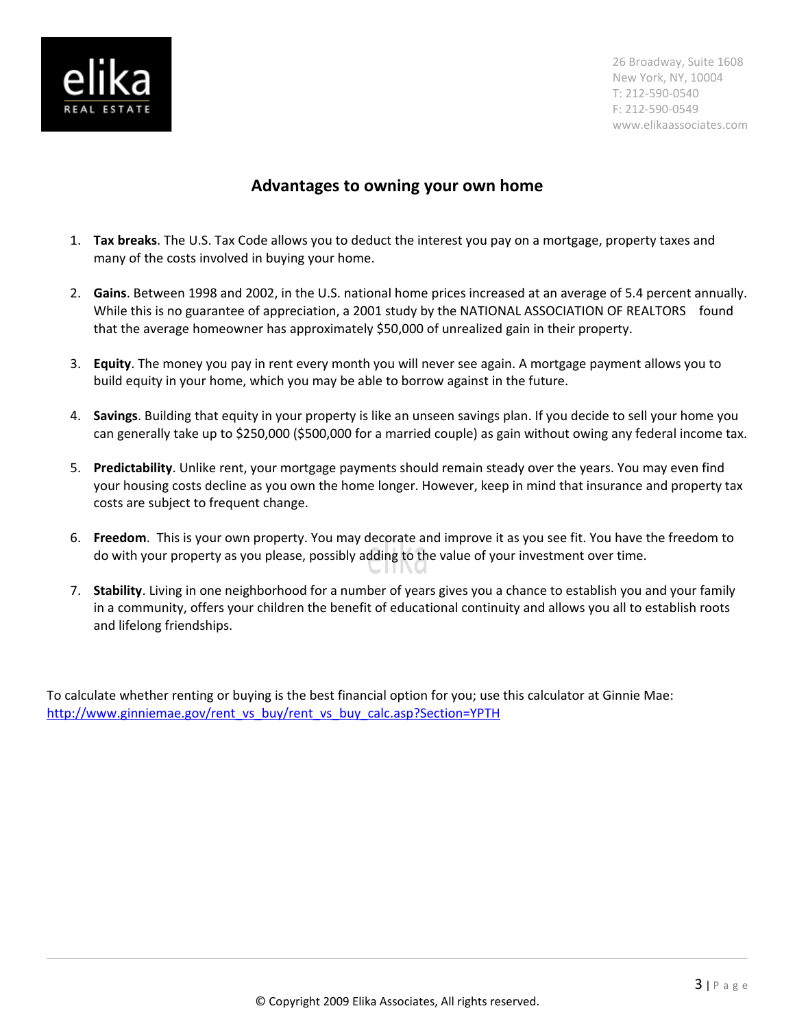## Advantages to owning your own home

1. **Tax breaks**. The U.S. Tax Code allows you to deduct the interest you pay on a mortgage, property taxes and many of the costs involved in buying your home.

2. **Gains**. Between 1998 and 2002, in the U.S. national home prices increased at an average of 5.4 percent annually. While this is no guarantee of appreciation, a 2001 study by the NATIONAL ASSOCIATION OF REALTORS found that the average homeowner has approximately $50,000 of unrealized gain in their property.

3. **Equity**. The money you pay in rent every month you will never see again. A mortgage payment allows you to build equity in your home, which you may be able to borrow against in the future.

4. **Savings**. Building that equity in your property is like an unseen savings plan. If you decide to sell your home you can generally take up to $250,000 ($500,000 for a married couple) as gain without owing any federal income tax.

5. **Predictability**. Unlike rent, your mortgage payments should remain steady over the years. You may even find your housing costs decline as you own the home longer. However, keep in mind that insurance and property tax costs are subject to frequent change.

6. **Freedom**. This is your own property. You may decorate and improve it as you see fit. You have the freedom to do with your property as you please, possibly adding to the value of your investment over time.

7. **Stability**. Living in one neighborhood for a number of years gives you a chance to establish you and your family in a community, offers your children the benefit of educational continuity and allows you all to establish roots and lifelong friendships.

To calculate whether renting or buying is the best financial option for you; use this calculator at Ginnie Mae: http://www.ginniemae.gov/rent_vs_buy/rent_vs_buy_calc.asp?Section=YPTH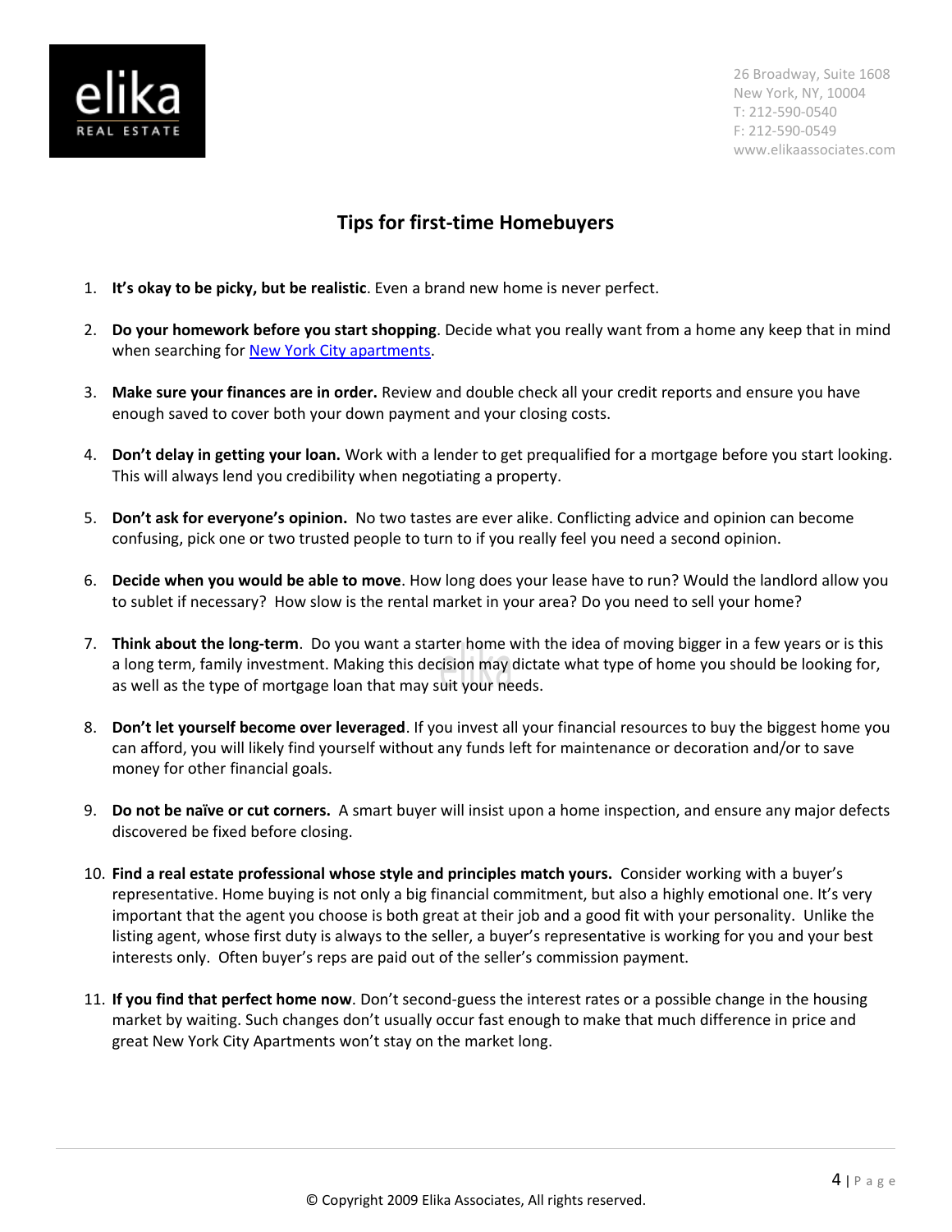# Tips for first-time Homebuyers

1. **It's okay to be picky, but be realistic**. Even a brand new home is never perfect.

2. **Do your homework before you start shopping**. Decide what you really want from a home any keep that in mind when searching for New York City apartments.

3. **Make sure your finances are in order.** Review and double check all your credit reports and ensure you have enough saved to cover both your down payment and your closing costs.

4. **Don't delay in getting your loan.** Work with a lender to get prequalified for a mortgage before you start looking. This will always lend you credibility when negotiating a property.

5. **Don't ask for everyone's opinion.** No two tastes are ever alike. Conflicting advice and opinion can become confusing, pick one or two trusted people to turn to if you really feel you need a second opinion.

6. **Decide when you would be able to move**. How long does your lease have to run? Would the landlord allow you to sublet if necessary? How slow is the rental market in your area? Do you need to sell your home?

7. **Think about the long-term**. Do you want a starter home with the idea of moving bigger in a few years or is this a long term, family investment. Making this decision may dictate what type of home you should be looking for, as well as the type of mortgage loan that may suit your needs.

8. **Don't let yourself become over leveraged**. If you invest all your financial resources to buy the biggest home you can afford, you will likely find yourself without any funds left for maintenance or decoration and/or to save money for other financial goals.

9. **Do not be naïve or cut corners.** A smart buyer will insist upon a home inspection, and ensure any major defects discovered be fixed before closing.

10. **Find a real estate professional whose style and principles match yours.** Consider working with a buyer's representative. Home buying is not only a big financial commitment, but also a highly emotional one. It's very important that the agent you choose is both great at their job and a good fit with your personality. Unlike the listing agent, whose first duty is always to the seller, a buyer's representative is working for you and your best interests only. Often buyer's reps are paid out of the seller's commission payment.

11. **If you find that perfect home now**. Don't second-guess the interest rates or a possible change in the housing market by waiting. Such changes don't usually occur fast enough to make that much difference in price and great New York City Apartments won't stay on the market long.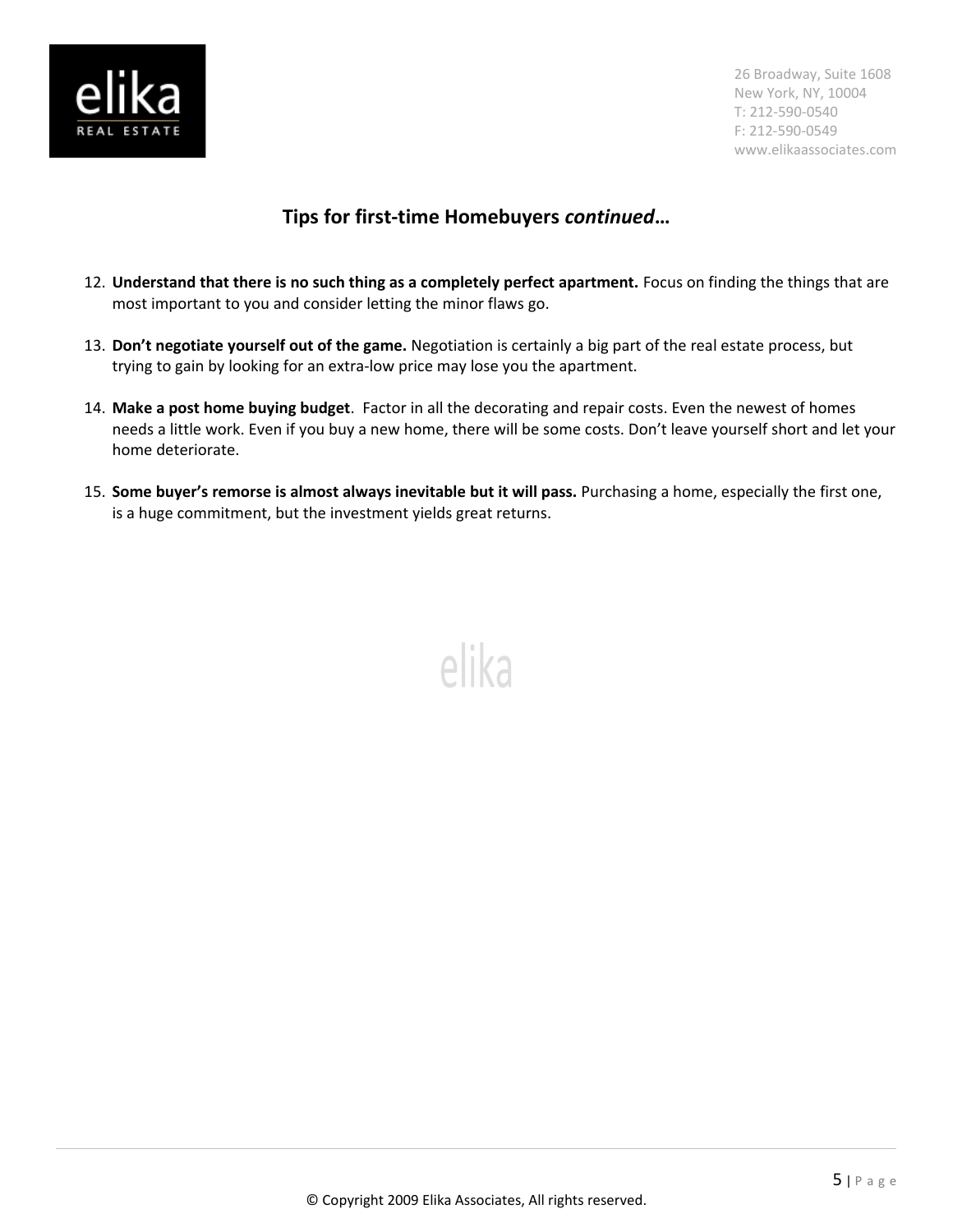## Tips for first-time Homebuyers *continued*…

12. **Understand that there is no such thing as a completely perfect apartment.** Focus on finding the things that are most important to you and consider letting the minor flaws go.

13. **Don't negotiate yourself out of the game.** Negotiation is certainly a big part of the real estate process, but trying to gain by looking for an extra-low price may lose you the apartment.

14. **Make a post home buying budget**. Factor in all the decorating and repair costs. Even the newest of homes needs a little work. Even if you buy a new home, there will be some costs. Don't leave yourself short and let your home deteriorate.

15. **Some buyer's remorse is almost always inevitable but it will pass.** Purchasing a home, especially the first one, is a huge commitment, but the investment yields great returns.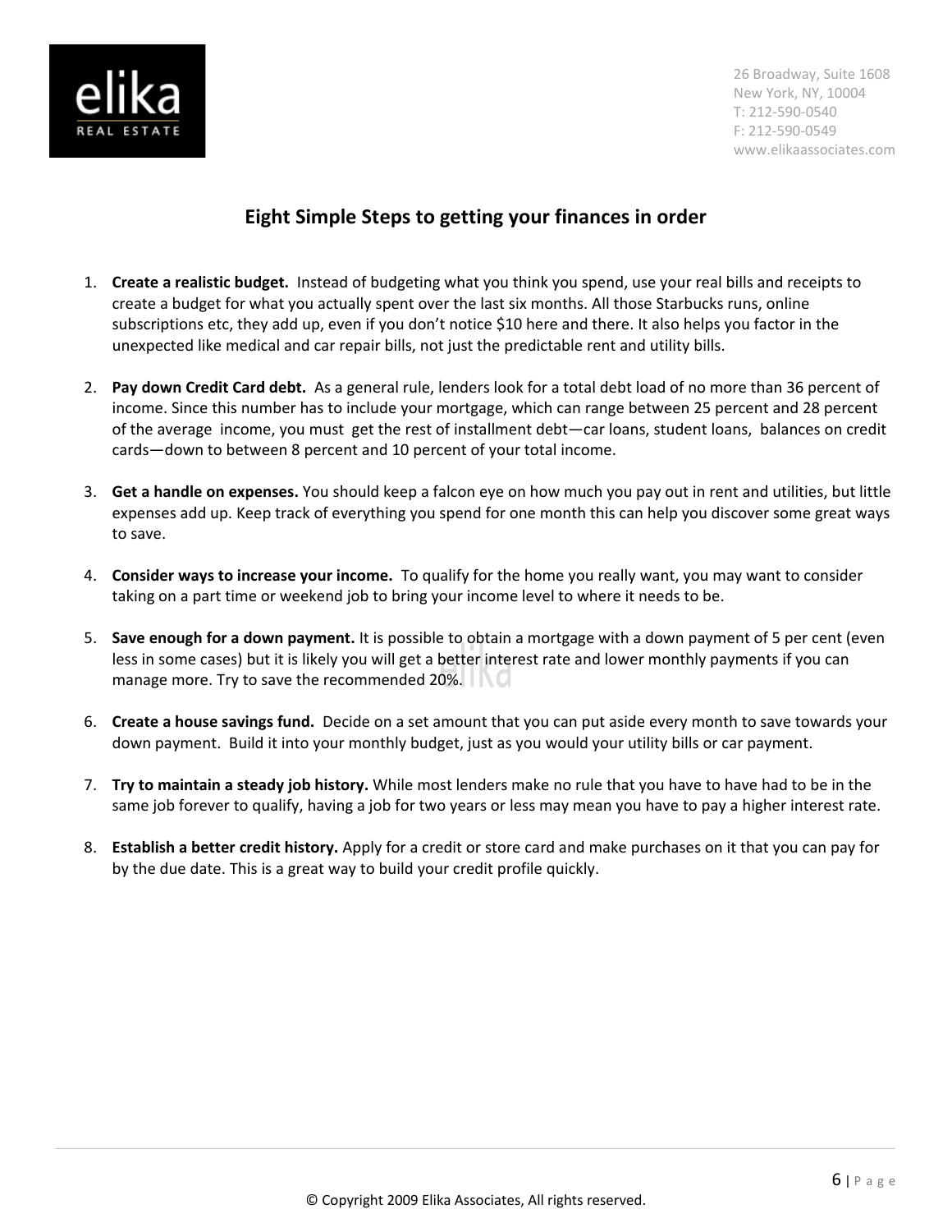## Eight Simple Steps to getting your finances in order

1. **Create a realistic budget.** Instead of budgeting what you think you spend, use your real bills and receipts to create a budget for what you actually spent over the last six months. All those Starbucks runs, online subscriptions etc, they add up, even if you don't notice $10 here and there. It also helps you factor in the unexpected like medical and car repair bills, not just the predictable rent and utility bills.

2. **Pay down Credit Card debt.** As a general rule, lenders look for a total debt load of no more than 36 percent of income. Since this number has to include your mortgage, which can range between 25 percent and 28 percent of the average income, you must get the rest of installment debt—car loans, student loans, balances on credit cards—down to between 8 percent and 10 percent of your total income.

3. **Get a handle on expenses.** You should keep a falcon eye on how much you pay out in rent and utilities, but little expenses add up. Keep track of everything you spend for one month this can help you discover some great ways to save.

4. **Consider ways to increase your income.** To qualify for the home you really want, you may want to consider taking on a part time or weekend job to bring your income level to where it needs to be.

5. **Save enough for a down payment.** It is possible to obtain a mortgage with a down payment of 5 per cent (even less in some cases) but it is likely you will get a better interest rate and lower monthly payments if you can manage more. Try to save the recommended 20%.

6. **Create a house savings fund.** Decide on a set amount that you can put aside every month to save towards your down payment. Build it into your monthly budget, just as you would your utility bills or car payment.

7. **Try to maintain a steady job history.** While most lenders make no rule that you have to have had to be in the same job forever to qualify, having a job for two years or less may mean you have to pay a higher interest rate.

8. **Establish a better credit history.** Apply for a credit or store card and make purchases on it that you can pay for by the due date. This is a great way to build your credit profile quickly.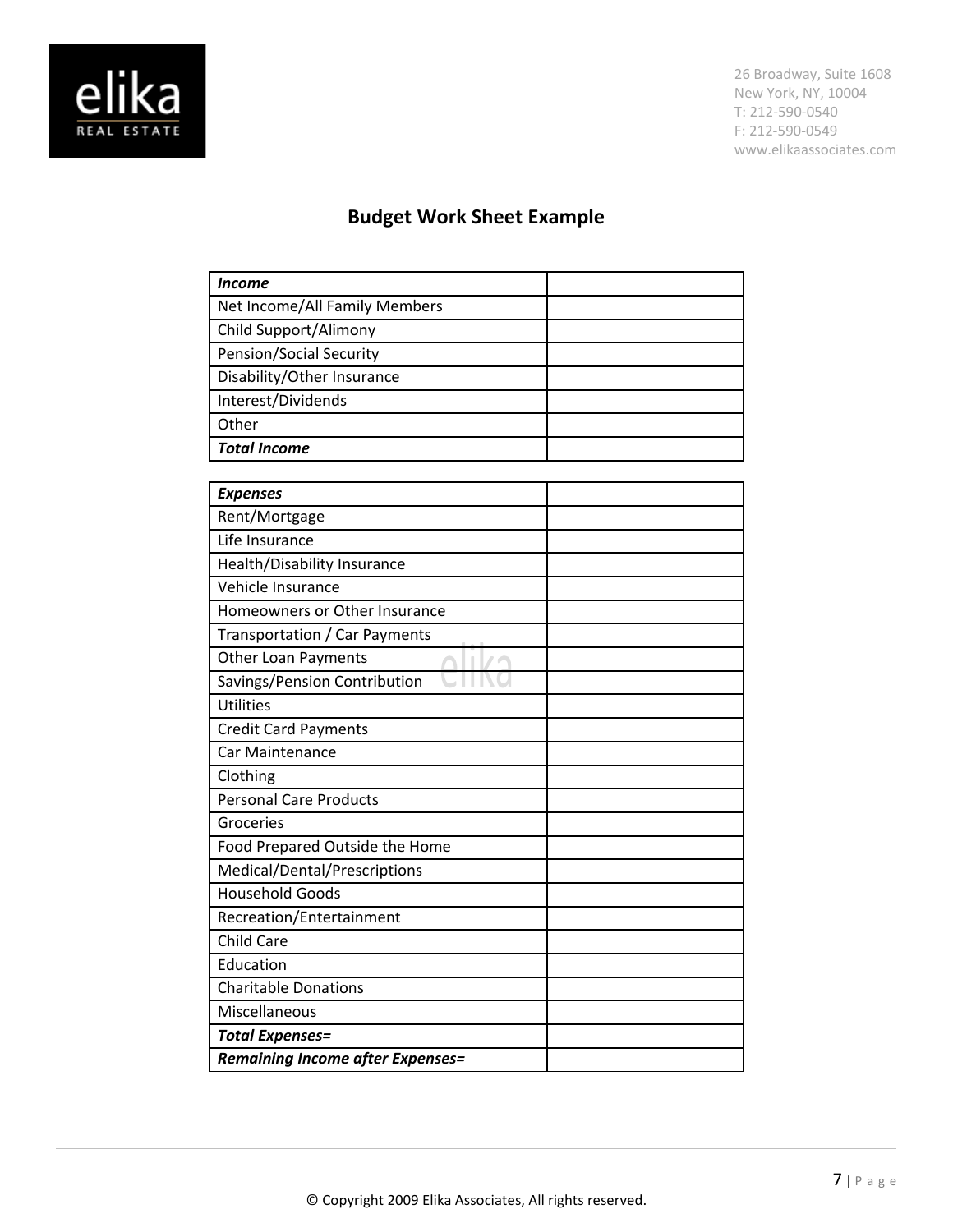# Budget Work Sheet Example

| ***Income*** | |
|---|---|
| Net Income/All Family Members | |
| Child Support/Alimony | |
| Pension/Social Security | |
| Disability/Other Insurance | |
| Interest/Dividends | |
| Other | |
| ***Total Income*** | |

| ***Expenses*** | |
|---|---|
| Rent/Mortgage | |
| Life Insurance | |
| Health/Disability Insurance | |
| Vehicle Insurance | |
| Homeowners or Other Insurance | |
| Transportation / Car Payments | |
| Other Loan Payments | |
| Savings/Pension Contribution | |
| Utilities | |
| Credit Card Payments | |
| Car Maintenance | |
| Clothing | |
| Personal Care Products | |
| Groceries | |
| Food Prepared Outside the Home | |
| Medical/Dental/Prescriptions | |
| Household Goods | |
| Recreation/Entertainment | |
| Child Care | |
| Education | |
| Charitable Donations | |
| Miscellaneous | |
| ***Total Expenses=*** | |
| ***Remaining Income after Expenses=*** | |

© Copyright 2009 Elika Associates, All rights reserved.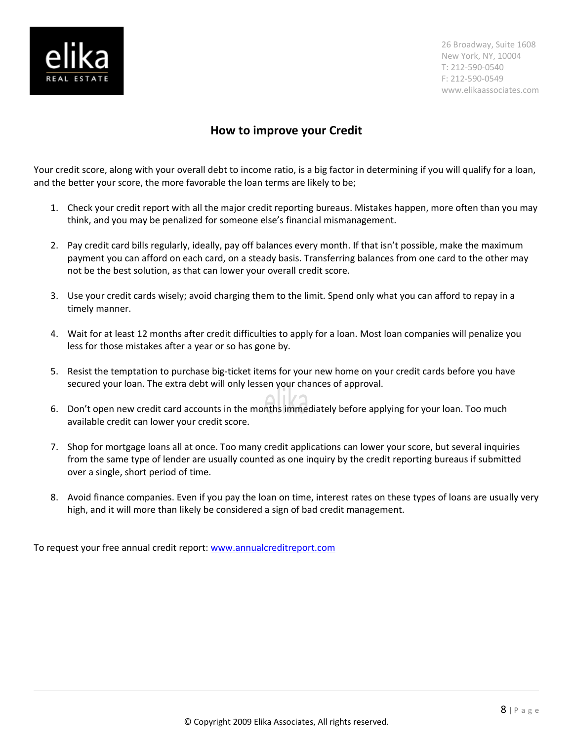## How to improve your Credit

Your credit score, along with your overall debt to income ratio, is a big factor in determining if you will qualify for a loan, and the better your score, the more favorable the loan terms are likely to be;

1. Check your credit report with all the major credit reporting bureaus. Mistakes happen, more often than you may think, and you may be penalized for someone else's financial mismanagement.

2. Pay credit card bills regularly, ideally, pay off balances every month. If that isn't possible, make the maximum payment you can afford on each card, on a steady basis. Transferring balances from one card to the other may not be the best solution, as that can lower your overall credit score.

3. Use your credit cards wisely; avoid charging them to the limit. Spend only what you can afford to repay in a timely manner.

4. Wait for at least 12 months after credit difficulties to apply for a loan. Most loan companies will penalize you less for those mistakes after a year or so has gone by.

5. Resist the temptation to purchase big-ticket items for your new home on your credit cards before you have secured your loan. The extra debt will only lessen your chances of approval.

6. Don't open new credit card accounts in the months immediately before applying for your loan. Too much available credit can lower your credit score.

7. Shop for mortgage loans all at once. Too many credit applications can lower your score, but several inquiries from the same type of lender are usually counted as one inquiry by the credit reporting bureaus if submitted over a single, short period of time.

8. Avoid finance companies. Even if you pay the loan on time, interest rates on these types of loans are usually very high, and it will more than likely be considered a sign of bad credit management.

To request your free annual credit report: [www.annualcreditreport.com](http://www.annualcreditreport.com)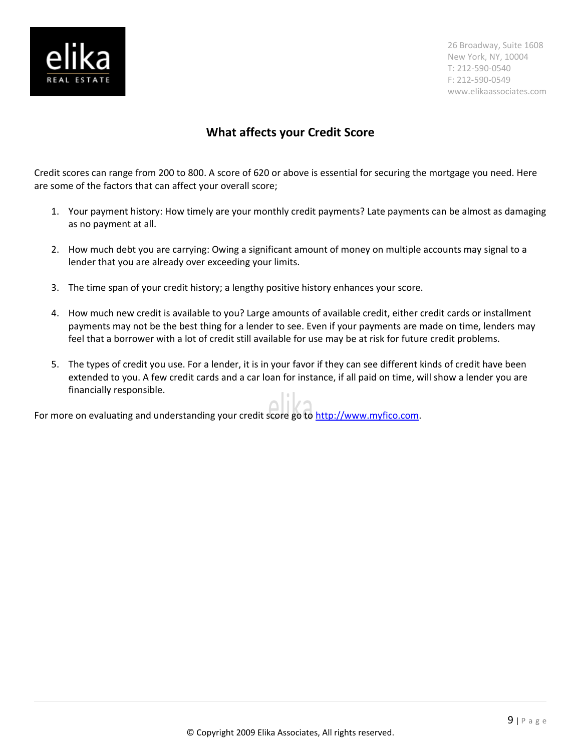## What affects your Credit Score

Credit scores can range from 200 to 800. A score of 620 or above is essential for securing the mortgage you need. Here are some of the factors that can affect your overall score;

1. Your payment history: How timely are your monthly credit payments? Late payments can be almost as damaging as no payment at all.

2. How much debt you are carrying: Owing a significant amount of money on multiple accounts may signal to a lender that you are already over exceeding your limits.

3. The time span of your credit history; a lengthy positive history enhances your score.

4. How much new credit is available to you? Large amounts of available credit, either credit cards or installment payments may not be the best thing for a lender to see. Even if your payments are made on time, lenders may feel that a borrower with a lot of credit still available for use may be at risk for future credit problems.

5. The types of credit you use. For a lender, it is in your favor if they can see different kinds of credit have been extended to you. A few credit cards and a car loan for instance, if all paid on time, will show a lender you are financially responsible.

For more on evaluating and understanding your credit score go to http://www.myfico.com.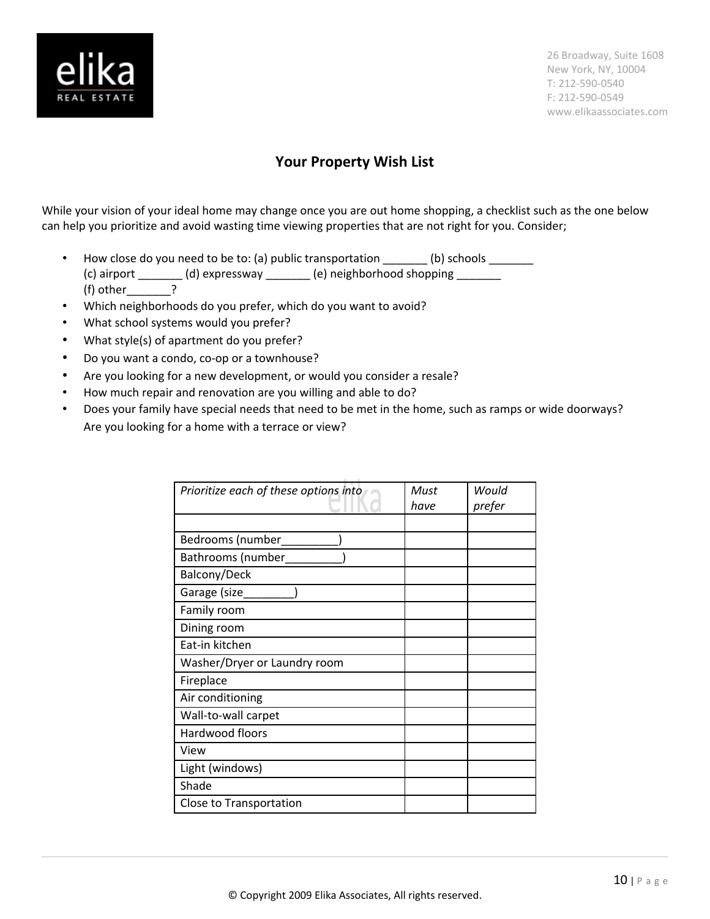# Your Property Wish List

While your vision of your ideal home may change once you are out home shopping, a checklist such as the one below can help you prioritize and avoid wasting time viewing properties that are not right for you. Consider;

- How close do you need to be to: (a) public transportation _______ (b) schools _______ (c) airport _______ (d) expressway _______ (e) neighborhood shopping _______ (f) other_______?
- Which neighborhoods do you prefer, which do you want to avoid?
- What school systems would you prefer?
- What style(s) of apartment do you prefer?
- Do you want a condo, co-op or a townhouse?
- Are you looking for a new development, or would you consider a resale?
- How much repair and renovation are you willing and able to do?
- Does your family have special needs that need to be met in the home, such as ramps or wide doorways? Are you looking for a home with a terrace or view?

| *Prioritize each of these options into* | *Must have* | *Would prefer* |
|---|---|---|
| | | |
| Bedrooms (number_________) | | |
| Bathrooms (number_________) | | |
| Balcony/Deck | | |
| Garage (size________) | | |
| Family room | | |
| Dining room | | |
| Eat-in kitchen | | |
| Washer/Dryer or Laundry room | | |
| Fireplace | | |
| Air conditioning | | |
| Wall-to-wall carpet | | |
| Hardwood floors | | |
| View | | |
| Light (windows) | | |
| Shade | | |
| Close to Transportation | | |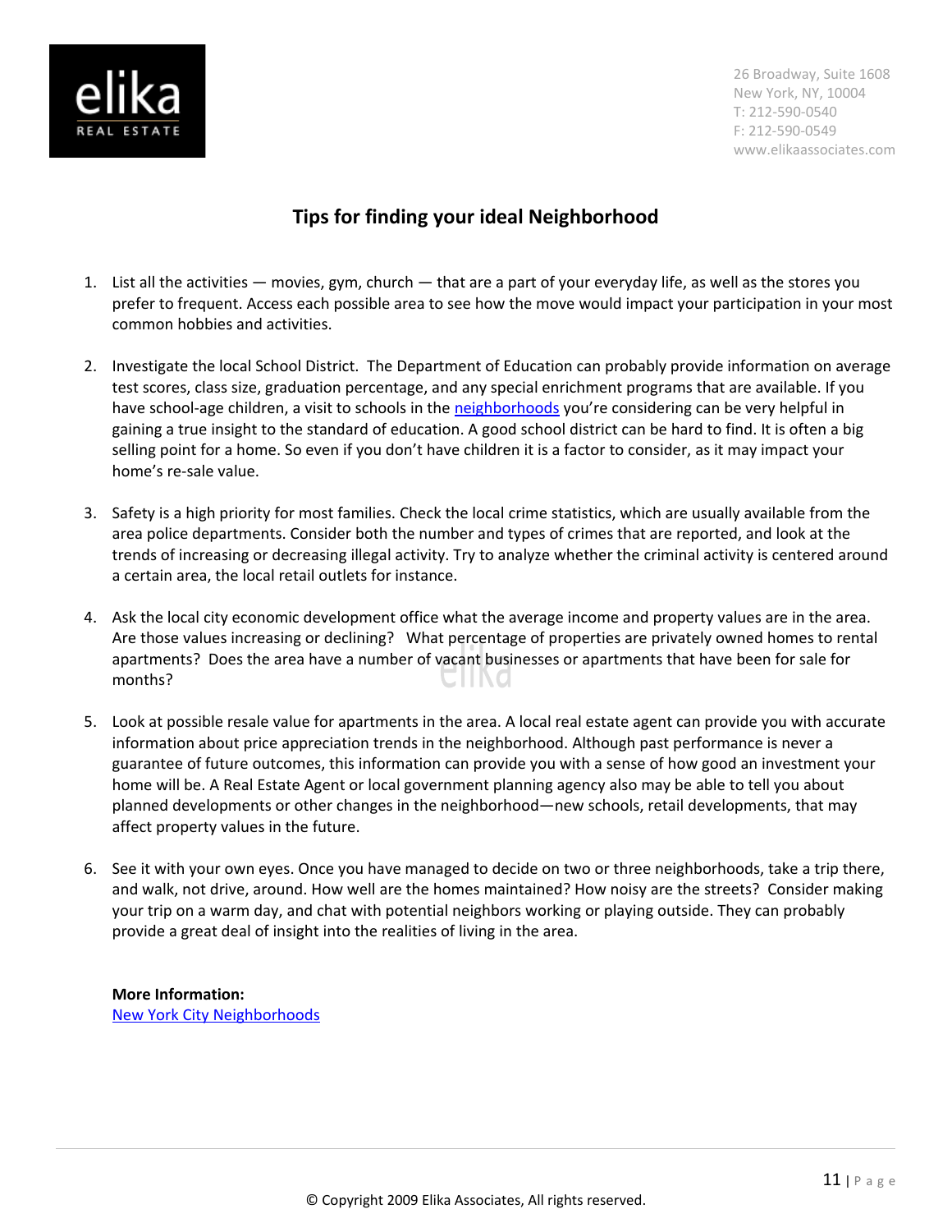## Tips for finding your ideal Neighborhood

1. List all the activities — movies, gym, church — that are a part of your everyday life, as well as the stores you prefer to frequent. Access each possible area to see how the move would impact your participation in your most common hobbies and activities.

2. Investigate the local School District. The Department of Education can probably provide information on average test scores, class size, graduation percentage, and any special enrichment programs that are available. If you have school-age children, a visit to schools in the neighborhoods you're considering can be very helpful in gaining a true insight to the standard of education. A good school district can be hard to find. It is often a big selling point for a home. So even if you don't have children it is a factor to consider, as it may impact your home's re-sale value.

3. Safety is a high priority for most families. Check the local crime statistics, which are usually available from the area police departments. Consider both the number and types of crimes that are reported, and look at the trends of increasing or decreasing illegal activity. Try to analyze whether the criminal activity is centered around a certain area, the local retail outlets for instance.

4. Ask the local city economic development office what the average income and property values are in the area. Are those values increasing or declining? What percentage of properties are privately owned homes to rental apartments? Does the area have a number of vacant businesses or apartments that have been for sale for months?

5. Look at possible resale value for apartments in the area. A local real estate agent can provide you with accurate information about price appreciation trends in the neighborhood. Although past performance is never a guarantee of future outcomes, this information can provide you with a sense of how good an investment your home will be. A Real Estate Agent or local government planning agency also may be able to tell you about planned developments or other changes in the neighborhood—new schools, retail developments, that may affect property values in the future.

6. See it with your own eyes. Once you have managed to decide on two or three neighborhoods, take a trip there, and walk, not drive, around. How well are the homes maintained? How noisy are the streets? Consider making your trip on a warm day, and chat with potential neighbors working or playing outside. They can probably provide a great deal of insight into the realities of living in the area.

**More Information:**
New York City Neighborhoods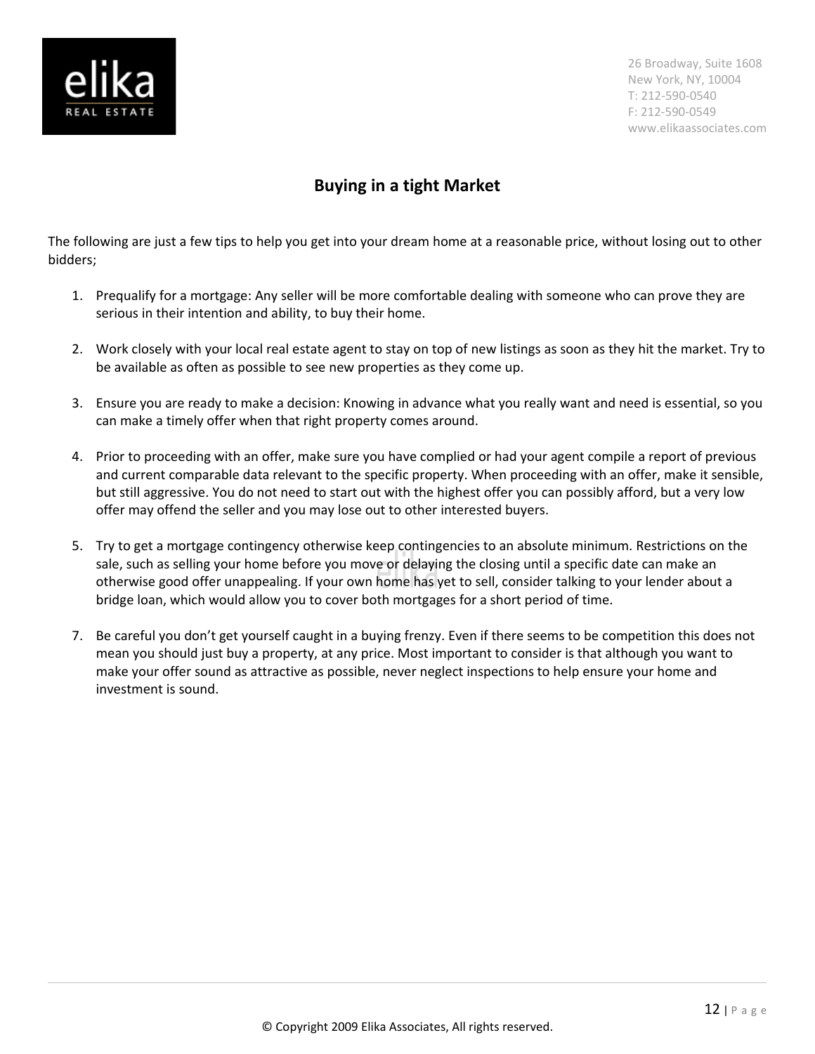## Buying in a tight Market

The following are just a few tips to help you get into your dream home at a reasonable price, without losing out to other bidders;

1. Prequalify for a mortgage: Any seller will be more comfortable dealing with someone who can prove they are serious in their intention and ability, to buy their home.

2. Work closely with your local real estate agent to stay on top of new listings as soon as they hit the market. Try to be available as often as possible to see new properties as they come up.

3. Ensure you are ready to make a decision: Knowing in advance what you really want and need is essential, so you can make a timely offer when that right property comes around.

4. Prior to proceeding with an offer, make sure you have complied or had your agent compile a report of previous and current comparable data relevant to the specific property. When proceeding with an offer, make it sensible, but still aggressive. You do not need to start out with the highest offer you can possibly afford, but a very low offer may offend the seller and you may lose out to other interested buyers.

5. Try to get a mortgage contingency otherwise keep contingencies to an absolute minimum. Restrictions on the sale, such as selling your home before you move or delaying the closing until a specific date can make an otherwise good offer unappealing. If your own home has yet to sell, consider talking to your lender about a bridge loan, which would allow you to cover both mortgages for a short period of time.

7. Be careful you don't get yourself caught in a buying frenzy. Even if there seems to be competition this does not mean you should just buy a property, at any price. Most important to consider is that although you want to make your offer sound as attractive as possible, never neglect inspections to help ensure your home and investment is sound.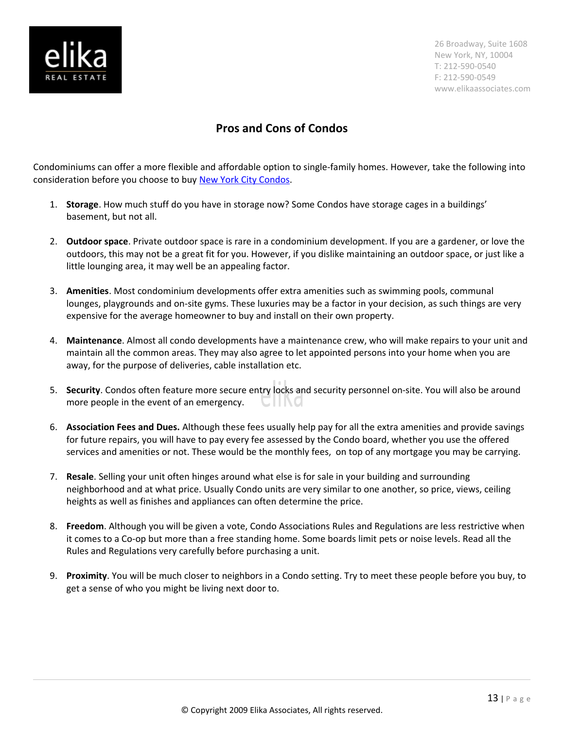## Pros and Cons of Condos

Condominiums can offer a more flexible and affordable option to single-family homes. However, take the following into consideration before you choose to buy New York City Condos.

1. **Storage**. How much stuff do you have in storage now? Some Condos have storage cages in a buildings' basement, but not all.

2. **Outdoor space**. Private outdoor space is rare in a condominium development. If you are a gardener, or love the outdoors, this may not be a great fit for you. However, if you dislike maintaining an outdoor space, or just like a little lounging area, it may well be an appealing factor.

3. **Amenities**. Most condominium developments offer extra amenities such as swimming pools, communal lounges, playgrounds and on-site gyms. These luxuries may be a factor in your decision, as such things are very expensive for the average homeowner to buy and install on their own property.

4. **Maintenance**. Almost all condo developments have a maintenance crew, who will make repairs to your unit and maintain all the common areas. They may also agree to let appointed persons into your home when you are away, for the purpose of deliveries, cable installation etc.

5. **Security**. Condos often feature more secure entry locks and security personnel on-site. You will also be around more people in the event of an emergency.

6. **Association Fees and Dues.** Although these fees usually help pay for all the extra amenities and provide savings for future repairs, you will have to pay every fee assessed by the Condo board, whether you use the offered services and amenities or not. These would be the monthly fees, on top of any mortgage you may be carrying.

7. **Resale**. Selling your unit often hinges around what else is for sale in your building and surrounding neighborhood and at what price. Usually Condo units are very similar to one another, so price, views, ceiling heights as well as finishes and appliances can often determine the price.

8. **Freedom**. Although you will be given a vote, Condo Associations Rules and Regulations are less restrictive when it comes to a Co-op but more than a free standing home. Some boards limit pets or noise levels. Read all the Rules and Regulations very carefully before purchasing a unit.

9. **Proximity**. You will be much closer to neighbors in a Condo setting. Try to meet these people before you buy, to get a sense of who you might be living next door to.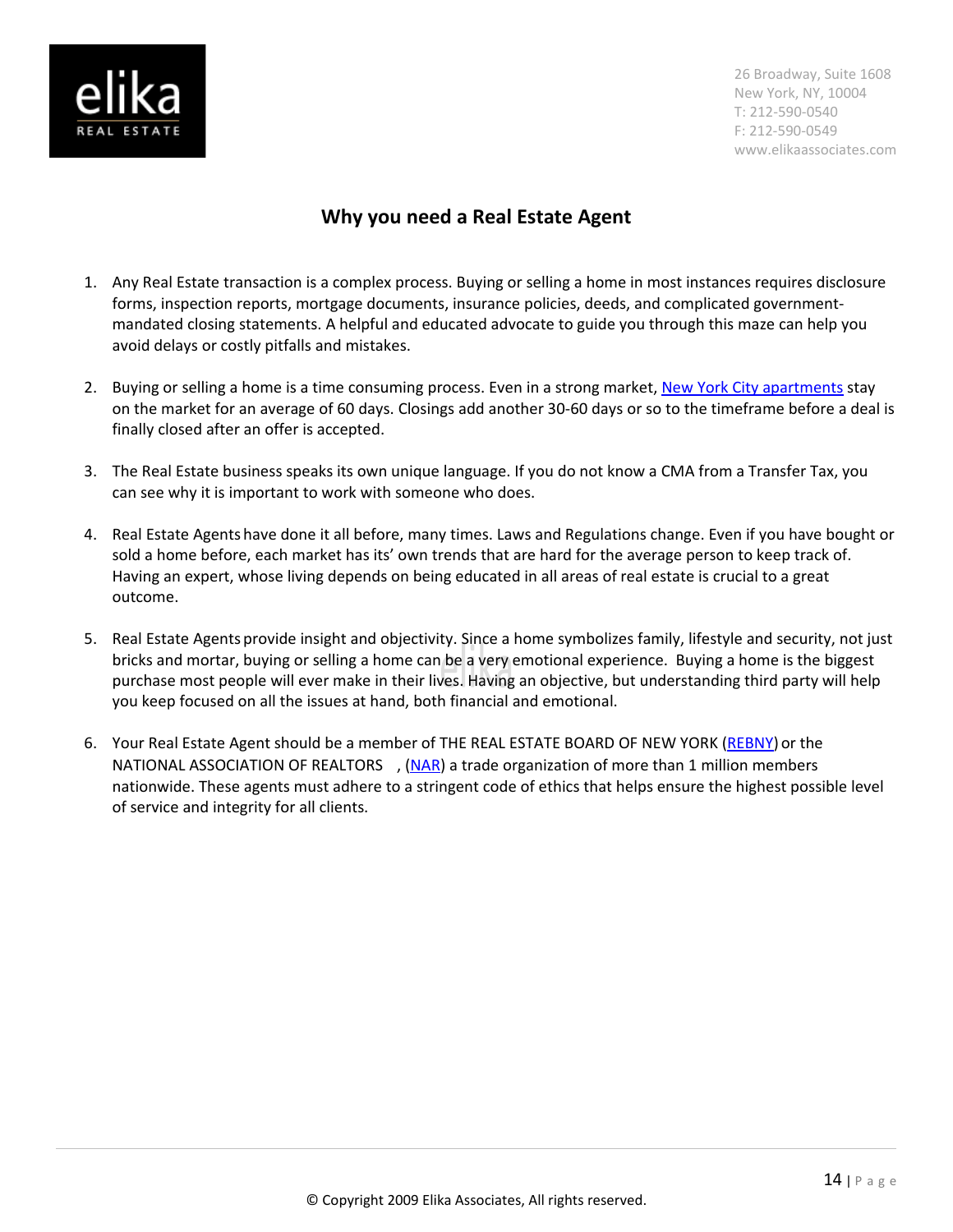## Why you need a Real Estate Agent

1. Any Real Estate transaction is a complex process. Buying or selling a home in most instances requires disclosure forms, inspection reports, mortgage documents, insurance policies, deeds, and complicated government-mandated closing statements. A helpful and educated advocate to guide you through this maze can help you avoid delays or costly pitfalls and mistakes.

2. Buying or selling a home is a time consuming process. Even in a strong market, New York City apartments stay on the market for an average of 60 days. Closings add another 30-60 days or so to the timeframe before a deal is finally closed after an offer is accepted.

3. The Real Estate business speaks its own unique language. If you do not know a CMA from a Transfer Tax, you can see why it is important to work with someone who does.

4. Real Estate Agents have done it all before, many times. Laws and Regulations change. Even if you have bought or sold a home before, each market has its' own trends that are hard for the average person to keep track of. Having an expert, whose living depends on being educated in all areas of real estate is crucial to a great outcome.

5. Real Estate Agents provide insight and objectivity. Since a home symbolizes family, lifestyle and security, not just bricks and mortar, buying or selling a home can be a very emotional experience. Buying a home is the biggest purchase most people will ever make in their lives. Having an objective, but understanding third party will help you keep focused on all the issues at hand, both financial and emotional.

6. Your Real Estate Agent should be a member of THE REAL ESTATE BOARD OF NEW YORK (REBNY) or the NATIONAL ASSOCIATION OF REALTORS , (NAR) a trade organization of more than 1 million members nationwide. These agents must adhere to a stringent code of ethics that helps ensure the highest possible level of service and integrity for all clients.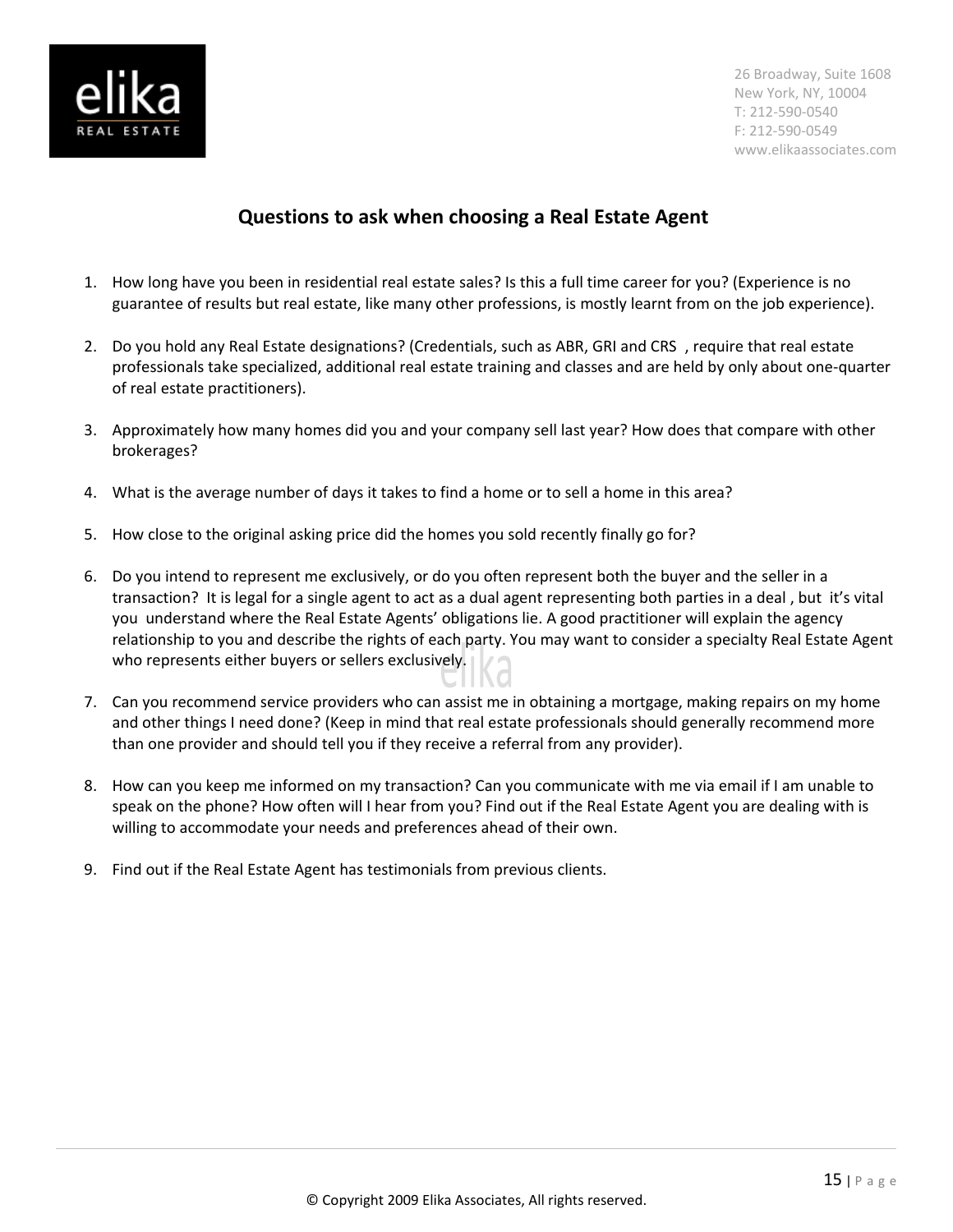## Questions to ask when choosing a Real Estate Agent

1. How long have you been in residential real estate sales? Is this a full time career for you? (Experience is no guarantee of results but real estate, like many other professions, is mostly learnt from on the job experience).

2. Do you hold any Real Estate designations? (Credentials, such as ABR, GRI and CRS , require that real estate professionals take specialized, additional real estate training and classes and are held by only about one-quarter of real estate practitioners).

3. Approximately how many homes did you and your company sell last year? How does that compare with other brokerages?

4. What is the average number of days it takes to find a home or to sell a home in this area?

5. How close to the original asking price did the homes you sold recently finally go for?

6. Do you intend to represent me exclusively, or do you often represent both the buyer and the seller in a transaction? It is legal for a single agent to act as a dual agent representing both parties in a deal , but it's vital you understand where the Real Estate Agents' obligations lie. A good practitioner will explain the agency relationship to you and describe the rights of each party. You may want to consider a specialty Real Estate Agent who represents either buyers or sellers exclusively.

7. Can you recommend service providers who can assist me in obtaining a mortgage, making repairs on my home and other things I need done? (Keep in mind that real estate professionals should generally recommend more than one provider and should tell you if they receive a referral from any provider).

8. How can you keep me informed on my transaction? Can you communicate with me via email if I am unable to speak on the phone? How often will I hear from you? Find out if the Real Estate Agent you are dealing with is willing to accommodate your needs and preferences ahead of their own.

9. Find out if the Real Estate Agent has testimonials from previous clients.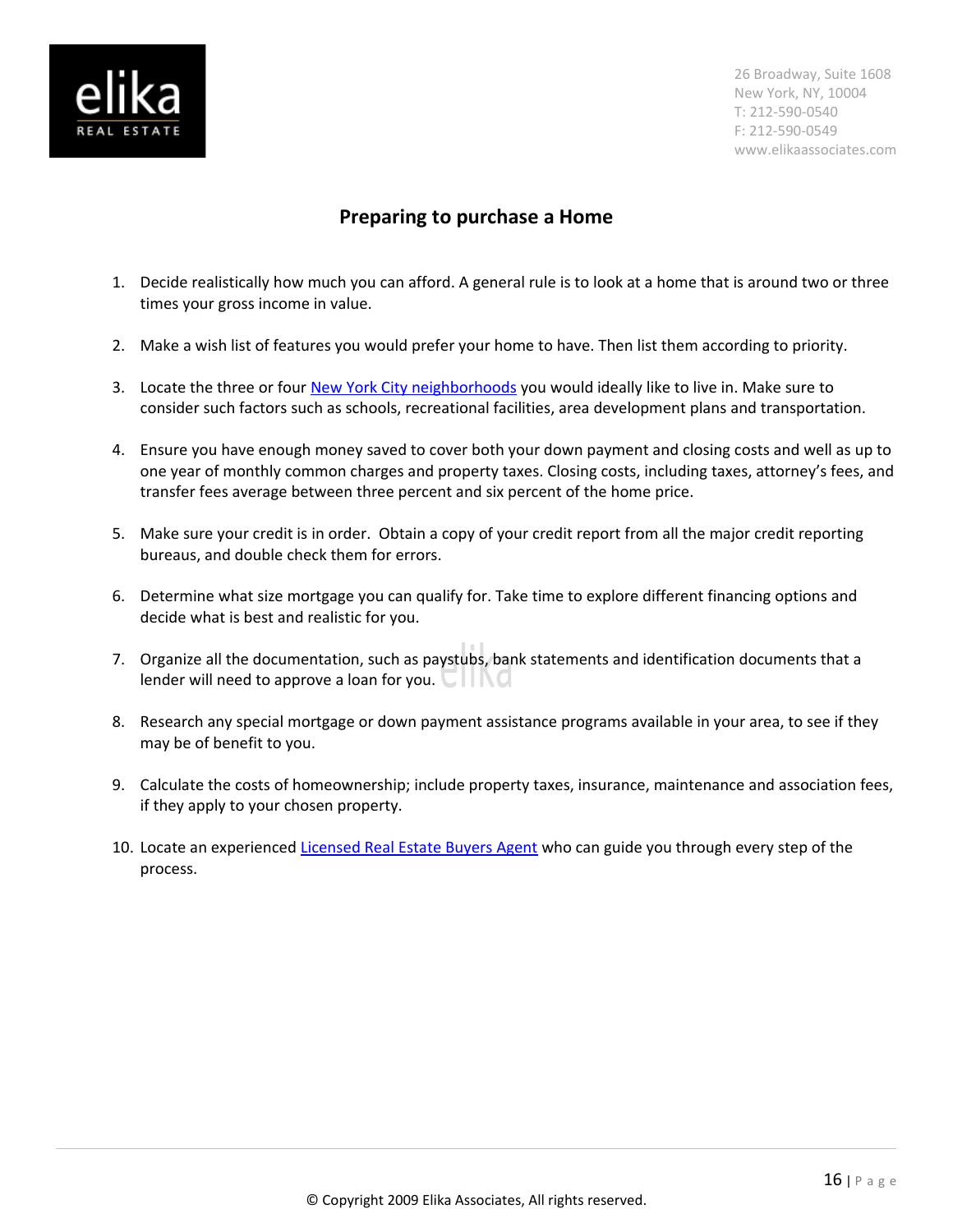## Preparing to purchase a Home

1. Decide realistically how much you can afford. A general rule is to look at a home that is around two or three times your gross income in value.

2. Make a wish list of features you would prefer your home to have. Then list them according to priority.

3. Locate the three or four New York City neighborhoods you would ideally like to live in. Make sure to consider such factors such as schools, recreational facilities, area development plans and transportation.

4. Ensure you have enough money saved to cover both your down payment and closing costs and well as up to one year of monthly common charges and property taxes. Closing costs, including taxes, attorney's fees, and transfer fees average between three percent and six percent of the home price.

5. Make sure your credit is in order. Obtain a copy of your credit report from all the major credit reporting bureaus, and double check them for errors.

6. Determine what size mortgage you can qualify for. Take time to explore different financing options and decide what is best and realistic for you.

7. Organize all the documentation, such as paystubs, bank statements and identification documents that a lender will need to approve a loan for you.

8. Research any special mortgage or down payment assistance programs available in your area, to see if they may be of benefit to you.

9. Calculate the costs of homeownership; include property taxes, insurance, maintenance and association fees, if they apply to your chosen property.

10. Locate an experienced Licensed Real Estate Buyers Agent who can guide you through every step of the process.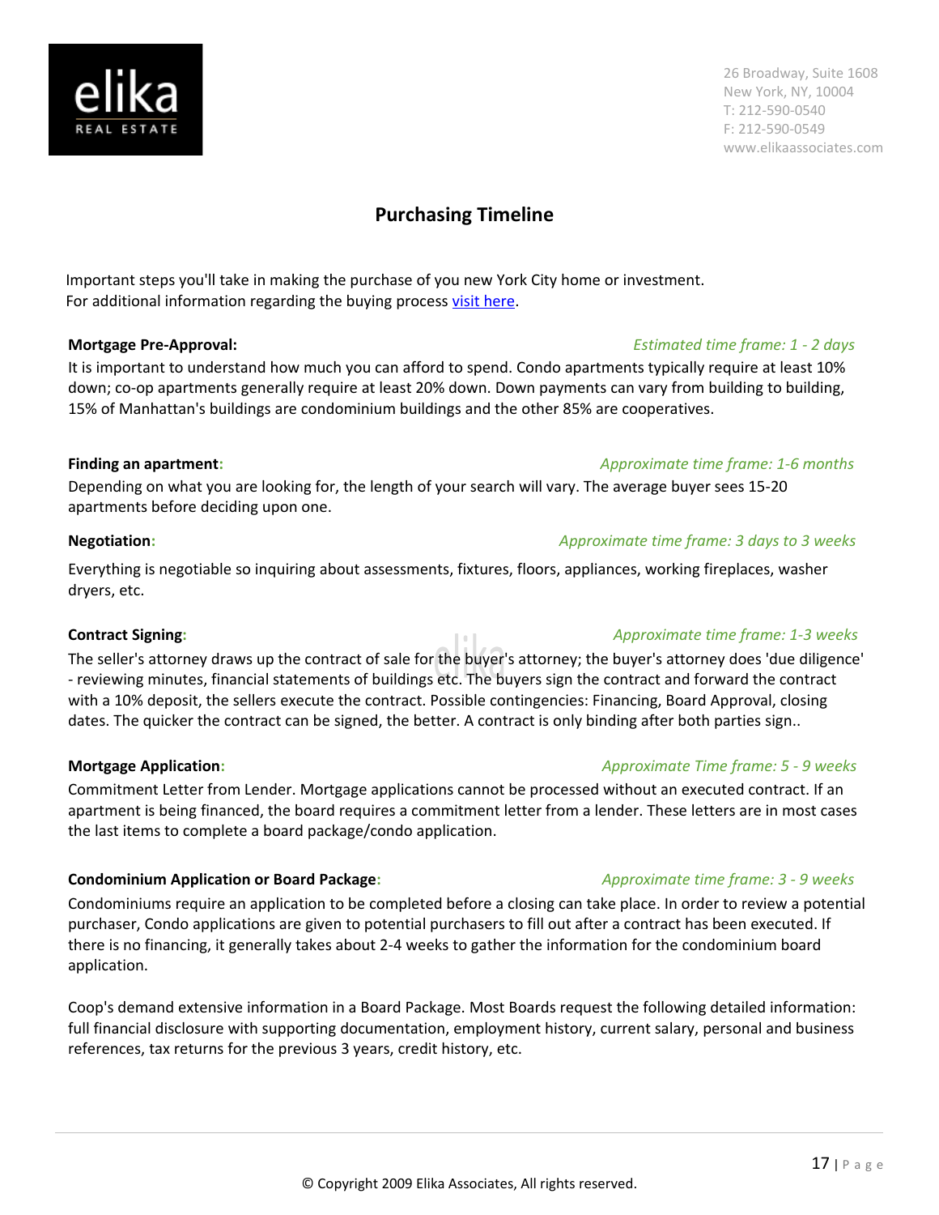# Purchasing Timeline

Important steps you'll take in making the purchase of you new York City home or investment.
For additional information regarding the buying process [visit here](#).

**Mortgage Pre-Approval:** *Estimated time frame: 1 - 2 days*

It is important to understand how much you can afford to spend. Condo apartments typically require at least 10% down; co-op apartments generally require at least 20% down. Down payments can vary from building to building, 15% of Manhattan's buildings are condominium buildings and the other 85% are cooperatives.

**Finding an apartment:** *Approximate time frame: 1-6 months*

Depending on what you are looking for, the length of your search will vary. The average buyer sees 15-20 apartments before deciding upon one.

**Negotiation:** *Approximate time frame: 3 days to 3 weeks*

Everything is negotiable so inquiring about assessments, fixtures, floors, appliances, working fireplaces, washer dryers, etc.

**Contract Signing:** *Approximate time frame: 1-3 weeks*

The seller's attorney draws up the contract of sale for the buyer's attorney; the buyer's attorney does 'due diligence' - reviewing minutes, financial statements of buildings etc. The buyers sign the contract and forward the contract with a 10% deposit, the sellers execute the contract. Possible contingencies: Financing, Board Approval, closing dates. The quicker the contract can be signed, the better. A contract is only binding after both parties sign..

**Mortgage Application:** *Approximate Time frame: 5 - 9 weeks*

Commitment Letter from Lender. Mortgage applications cannot be processed without an executed contract. If an apartment is being financed, the board requires a commitment letter from a lender. These letters are in most cases the last items to complete a board package/condo application.

**Condominium Application or Board Package:** *Approximate time frame: 3 - 9 weeks*

Condominiums require an application to be completed before a closing can take place. In order to review a potential purchaser, Condo applications are given to potential purchasers to fill out after a contract has been executed. If there is no financing, it generally takes about 2-4 weeks to gather the information for the condominium board application.

Coop's demand extensive information in a Board Package. Most Boards request the following detailed information: full financial disclosure with supporting documentation, employment history, current salary, personal and business references, tax returns for the previous 3 years, credit history, etc.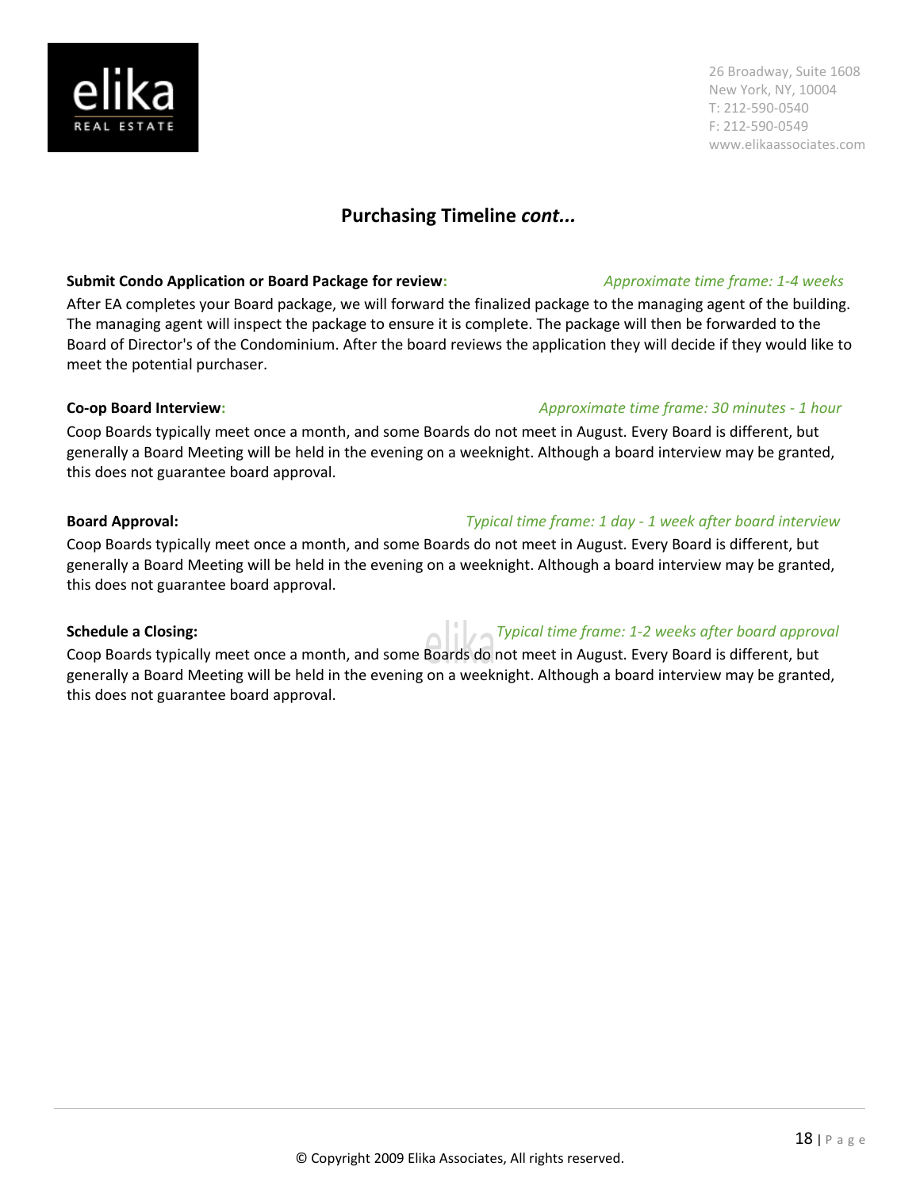## Purchasing Timeline *cont...*

**Submit Condo Application or Board Package for review:** *Approximate time frame: 1-4 weeks*

After EA completes your Board package, we will forward the finalized package to the managing agent of the building. The managing agent will inspect the package to ensure it is complete. The package will then be forwarded to the Board of Director's of the Condominium. After the board reviews the application they will decide if they would like to meet the potential purchaser.

**Co-op Board Interview:** *Approximate time frame: 30 minutes - 1 hour*

Coop Boards typically meet once a month, and some Boards do not meet in August. Every Board is different, but generally a Board Meeting will be held in the evening on a weeknight. Although a board interview may be granted, this does not guarantee board approval.

**Board Approval:** *Typical time frame: 1 day - 1 week after board interview*

Coop Boards typically meet once a month, and some Boards do not meet in August. Every Board is different, but generally a Board Meeting will be held in the evening on a weeknight. Although a board interview may be granted, this does not guarantee board approval.

**Schedule a Closing:** *Typical time frame: 1-2 weeks after board approval*

Coop Boards typically meet once a month, and some Boards do not meet in August. Every Board is different, but generally a Board Meeting will be held in the evening on a weeknight. Although a board interview may be granted, this does not guarantee board approval.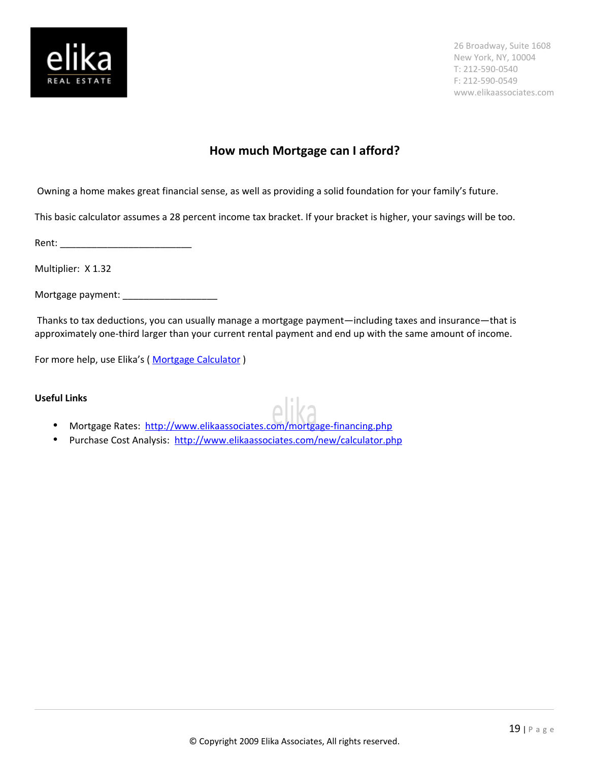26 Broadway, Suite 1608
New York, NY, 10004
T: 212-590-0540
F: 212-590-0549
www.elikaassociates.com

## How much Mortgage can I afford?

Owning a home makes great financial sense, as well as providing a solid foundation for your family's future.

This basic calculator assumes a 28 percent income tax bracket. If your bracket is higher, your savings will be too.

Rent: _________________________

Multiplier: X 1.32

Mortgage payment: __________________

Thanks to tax deductions, you can usually manage a mortgage payment—including taxes and insurance—that is approximately one-third larger than your current rental payment and end up with the same amount of income.

For more help, use Elika's ( Mortgage Calculator )

**Useful Links**

- Mortgage Rates: http://www.elikaassociates.com/mortgage-financing.php
- Purchase Cost Analysis: http://www.elikaassociates.com/new/calculator.php

© Copyright 2009 Elika Associates, All rights reserved.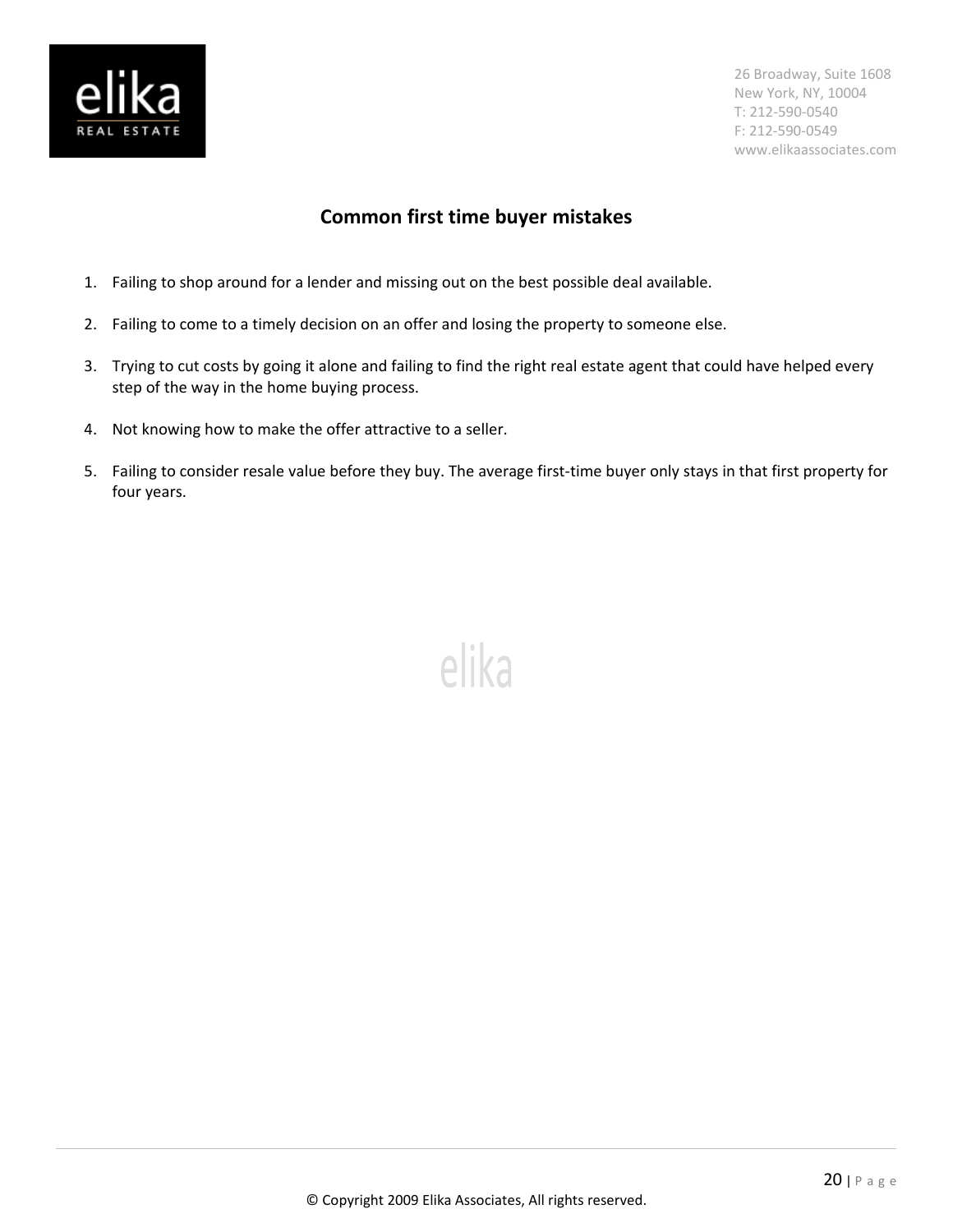## Common first time buyer mistakes

1. Failing to shop around for a lender and missing out on the best possible deal available.
2. Failing to come to a timely decision on an offer and losing the property to someone else.
3. Trying to cut costs by going it alone and failing to find the right real estate agent that could have helped every step of the way in the home buying process.
4. Not knowing how to make the offer attractive to a seller.
5. Failing to consider resale value before they buy. The average first-time buyer only stays in that first property for four years.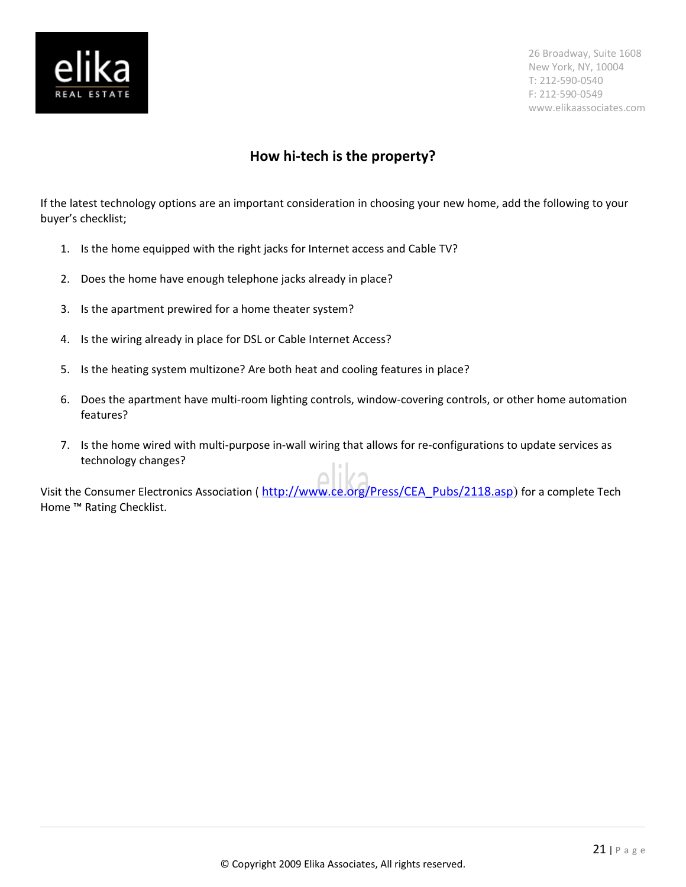## How hi-tech is the property?

If the latest technology options are an important consideration in choosing your new home, add the following to your buyer's checklist;

1. Is the home equipped with the right jacks for Internet access and Cable TV?

2. Does the home have enough telephone jacks already in place?

3. Is the apartment prewired for a home theater system?

4. Is the wiring already in place for DSL or Cable Internet Access?

5. Is the heating system multizone? Are both heat and cooling features in place?

6. Does the apartment have multi-room lighting controls, window-covering controls, or other home automation features?

7. Is the home wired with multi-purpose in-wall wiring that allows for re-configurations to update services as technology changes?

Visit the Consumer Electronics Association ( http://www.ce.org/Press/CEA_Pubs/2118.asp) for a complete Tech Home ™ Rating Checklist.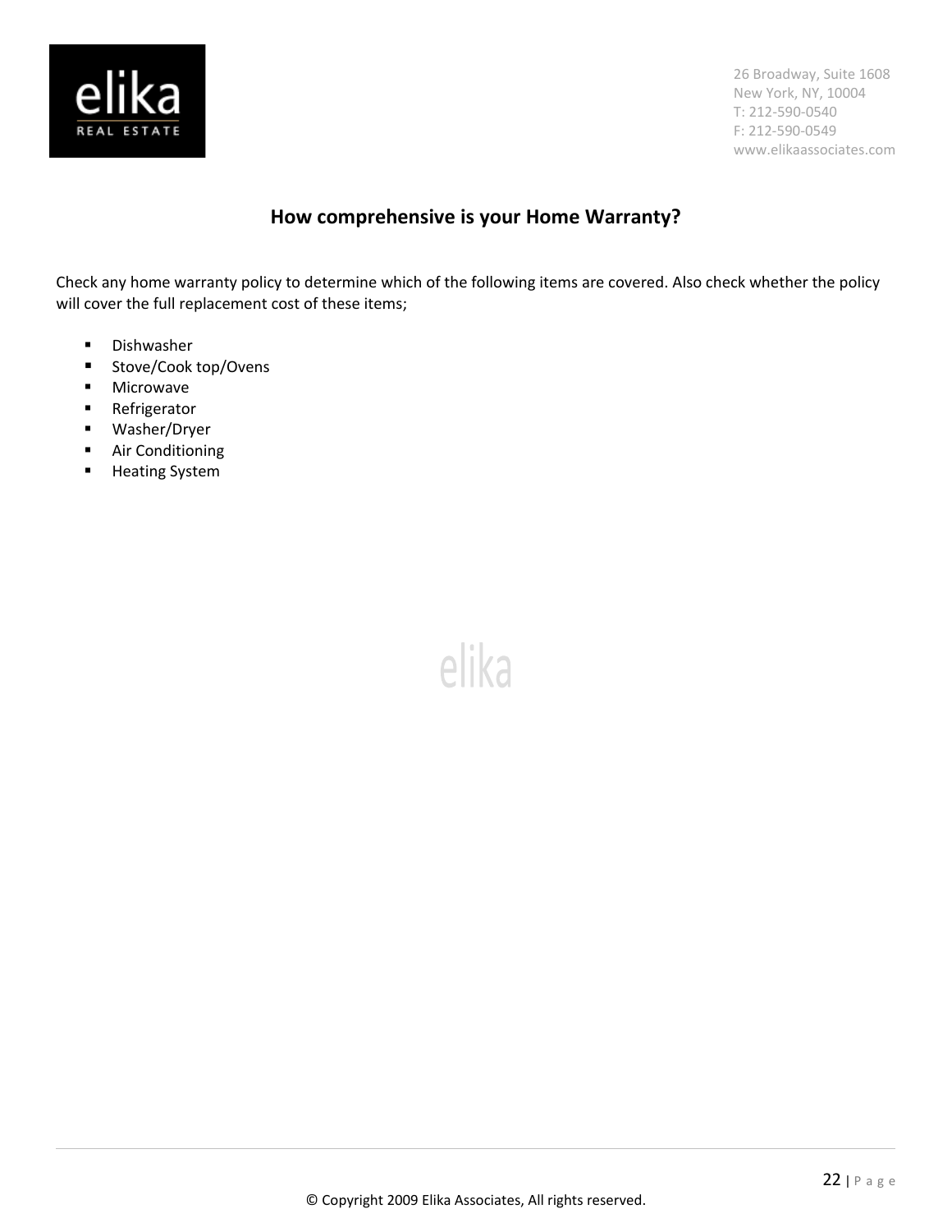## How comprehensive is your Home Warranty?

Check any home warranty policy to determine which of the following items are covered. Also check whether the policy will cover the full replacement cost of these items;

- Dishwasher
- Stove/Cook top/Ovens
- Microwave
- Refrigerator
- Washer/Dryer
- Air Conditioning
- Heating System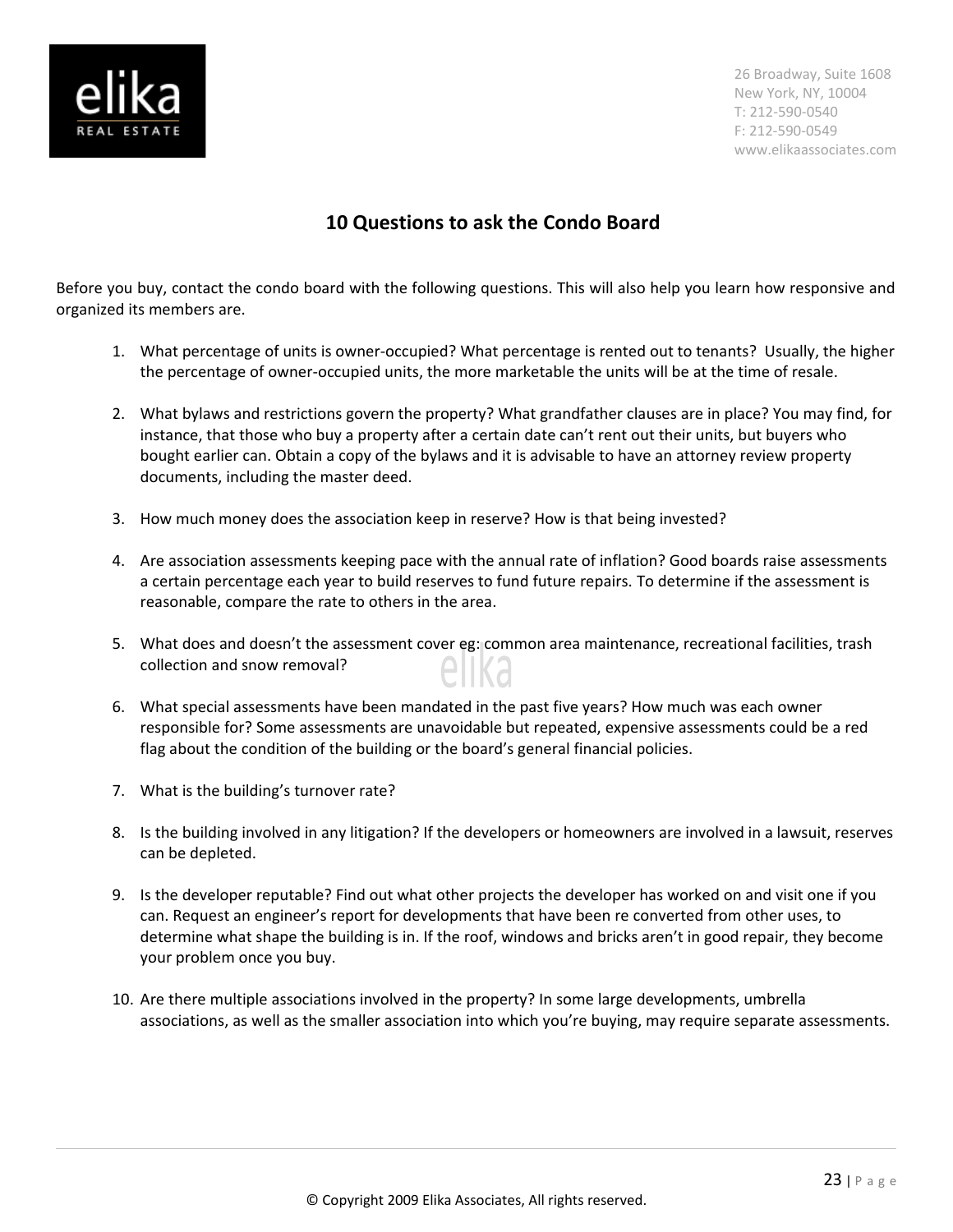# 10 Questions to ask the Condo Board

Before you buy, contact the condo board with the following questions. This will also help you learn how responsive and organized its members are.

1. What percentage of units is owner-occupied? What percentage is rented out to tenants? Usually, the higher the percentage of owner-occupied units, the more marketable the units will be at the time of resale.

2. What bylaws and restrictions govern the property? What grandfather clauses are in place? You may find, for instance, that those who buy a property after a certain date can't rent out their units, but buyers who bought earlier can. Obtain a copy of the bylaws and it is advisable to have an attorney review property documents, including the master deed.

3. How much money does the association keep in reserve? How is that being invested?

4. Are association assessments keeping pace with the annual rate of inflation? Good boards raise assessments a certain percentage each year to build reserves to fund future repairs. To determine if the assessment is reasonable, compare the rate to others in the area.

5. What does and doesn't the assessment cover eg: common area maintenance, recreational facilities, trash collection and snow removal?

6. What special assessments have been mandated in the past five years? How much was each owner responsible for? Some assessments are unavoidable but repeated, expensive assessments could be a red flag about the condition of the building or the board's general financial policies.

7. What is the building's turnover rate?

8. Is the building involved in any litigation? If the developers or homeowners are involved in a lawsuit, reserves can be depleted.

9. Is the developer reputable? Find out what other projects the developer has worked on and visit one if you can. Request an engineer's report for developments that have been re converted from other uses, to determine what shape the building is in. If the roof, windows and bricks aren't in good repair, they become your problem once you buy.

10. Are there multiple associations involved in the property? In some large developments, umbrella associations, as well as the smaller association into which you're buying, may require separate assessments.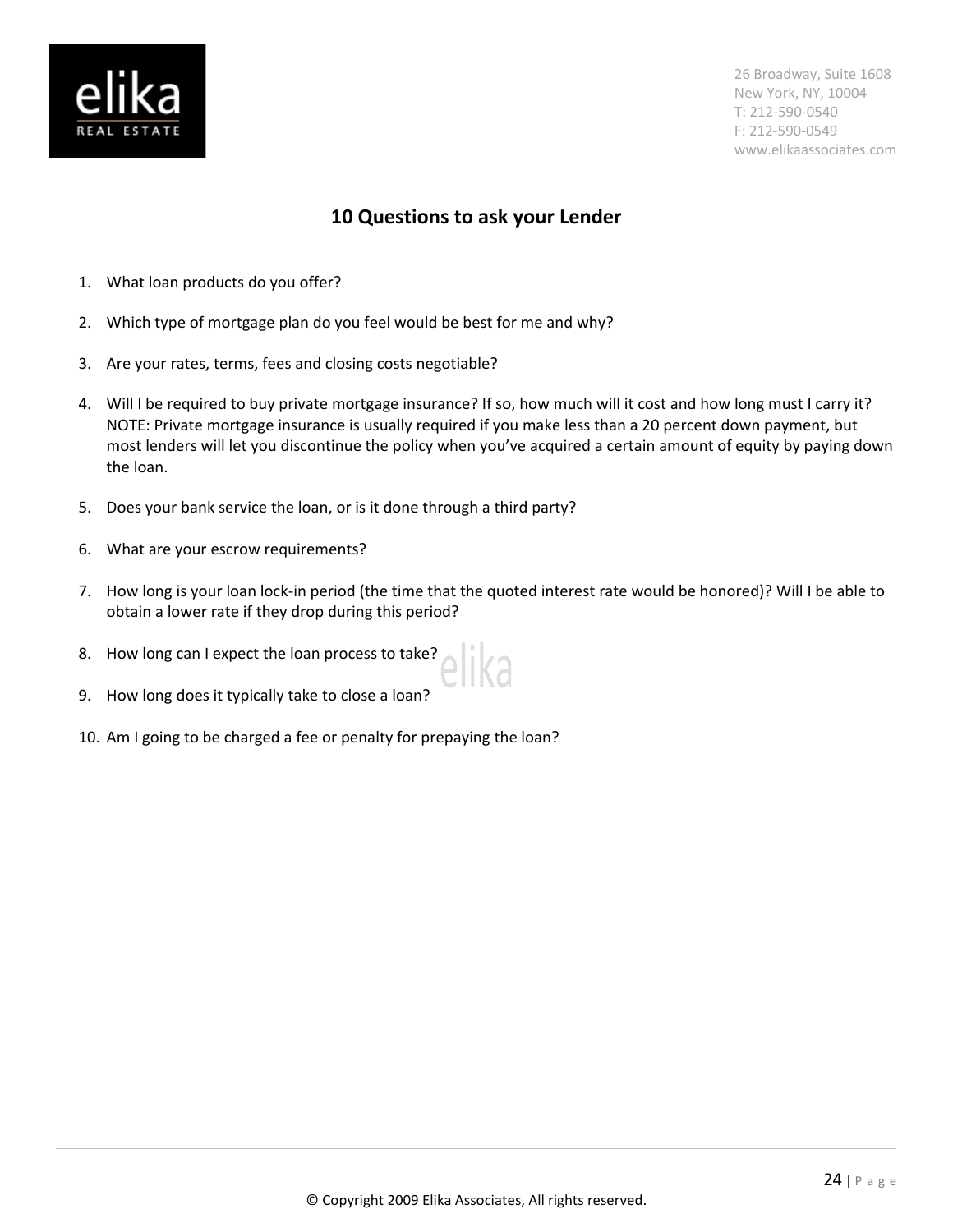# 10 Questions to ask your Lender

1. What loan products do you offer?

2. Which type of mortgage plan do you feel would be best for me and why?

3. Are your rates, terms, fees and closing costs negotiable?

4. Will I be required to buy private mortgage insurance? If so, how much will it cost and how long must I carry it? NOTE: Private mortgage insurance is usually required if you make less than a 20 percent down payment, but most lenders will let you discontinue the policy when you've acquired a certain amount of equity by paying down the loan.

5. Does your bank service the loan, or is it done through a third party?

6. What are your escrow requirements?

7. How long is your loan lock-in period (the time that the quoted interest rate would be honored)? Will I be able to obtain a lower rate if they drop during this period?

8. How long can I expect the loan process to take?

9. How long does it typically take to close a loan?

10. Am I going to be charged a fee or penalty for prepaying the loan?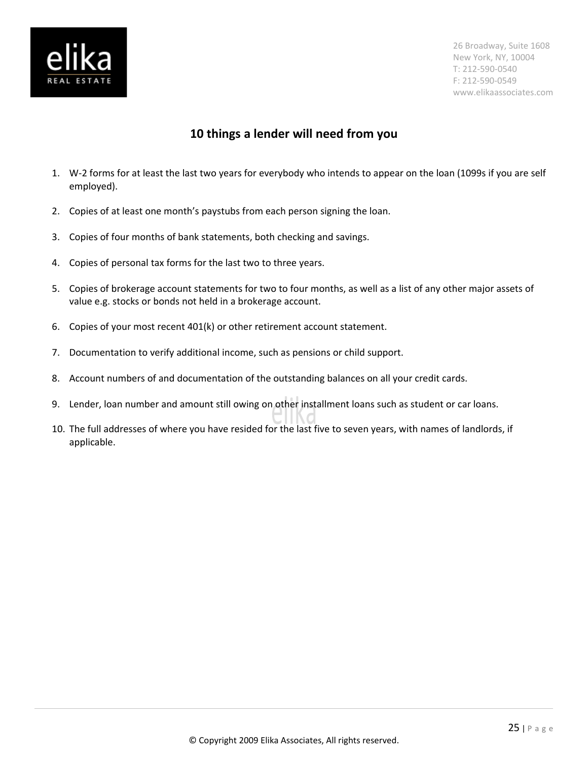## 10 things a lender will need from you

1. W-2 forms for at least the last two years for everybody who intends to appear on the loan (1099s if you are self employed).
2. Copies of at least one month's paystubs from each person signing the loan.
3. Copies of four months of bank statements, both checking and savings.
4. Copies of personal tax forms for the last two to three years.
5. Copies of brokerage account statements for two to four months, as well as a list of any other major assets of value e.g. stocks or bonds not held in a brokerage account.
6. Copies of your most recent 401(k) or other retirement account statement.
7. Documentation to verify additional income, such as pensions or child support.
8. Account numbers of and documentation of the outstanding balances on all your credit cards.
9. Lender, loan number and amount still owing on other installment loans such as student or car loans.
10. The full addresses of where you have resided for the last five to seven years, with names of landlords, if applicable.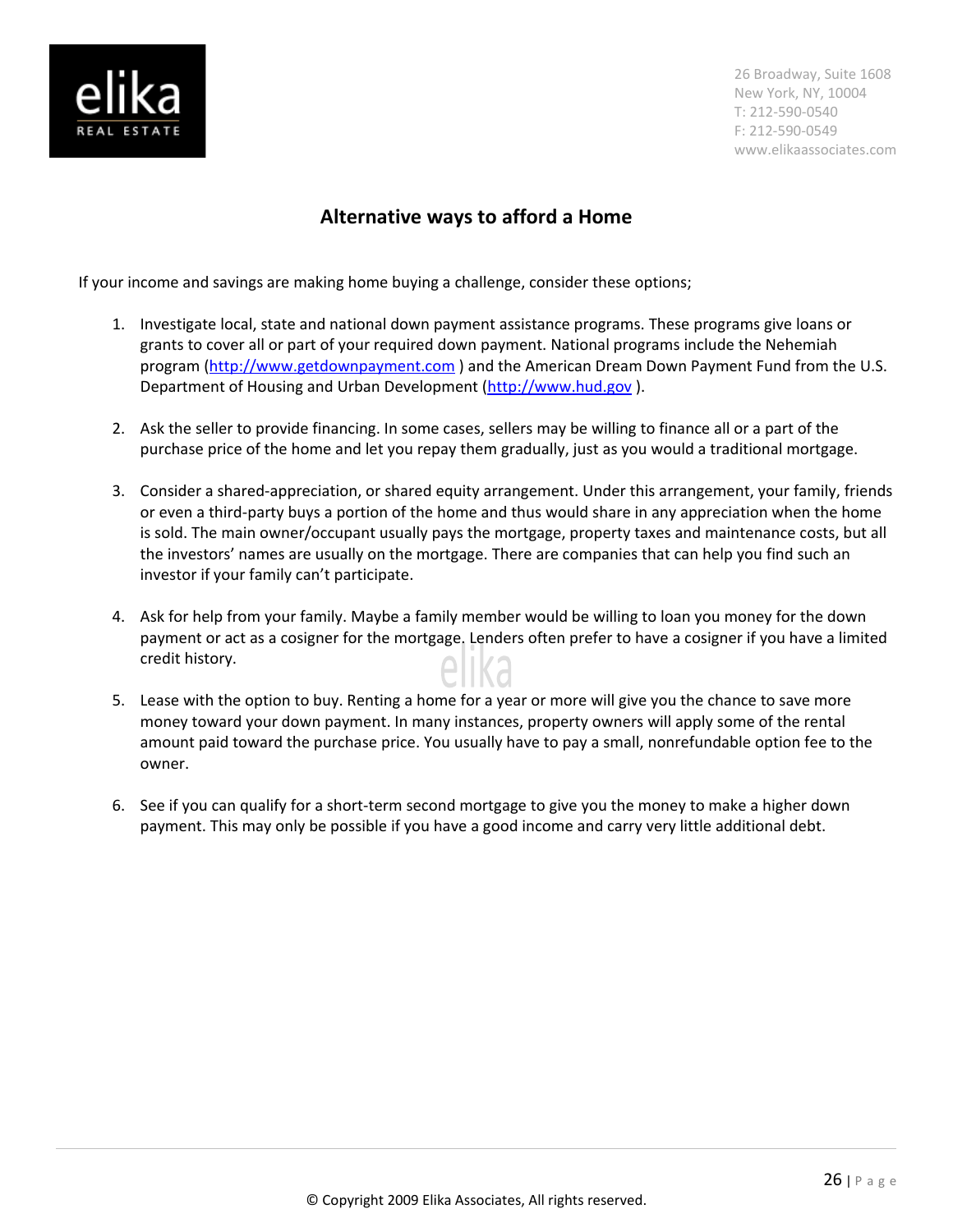## Alternative ways to afford a Home

If your income and savings are making home buying a challenge, consider these options;

1. Investigate local, state and national down payment assistance programs. These programs give loans or grants to cover all or part of your required down payment. National programs include the Nehemiah program (http://www.getdownpayment.com ) and the American Dream Down Payment Fund from the U.S. Department of Housing and Urban Development (http://www.hud.gov ).

2. Ask the seller to provide financing. In some cases, sellers may be willing to finance all or a part of the purchase price of the home and let you repay them gradually, just as you would a traditional mortgage.

3. Consider a shared-appreciation, or shared equity arrangement. Under this arrangement, your family, friends or even a third-party buys a portion of the home and thus would share in any appreciation when the home is sold. The main owner/occupant usually pays the mortgage, property taxes and maintenance costs, but all the investors' names are usually on the mortgage. There are companies that can help you find such an investor if your family can't participate.

4. Ask for help from your family. Maybe a family member would be willing to loan you money for the down payment or act as a cosigner for the mortgage. Lenders often prefer to have a cosigner if you have a limited credit history.

5. Lease with the option to buy. Renting a home for a year or more will give you the chance to save more money toward your down payment. In many instances, property owners will apply some of the rental amount paid toward the purchase price. You usually have to pay a small, nonrefundable option fee to the owner.

6. See if you can qualify for a short-term second mortgage to give you the money to make a higher down payment. This may only be possible if you have a good income and carry very little additional debt.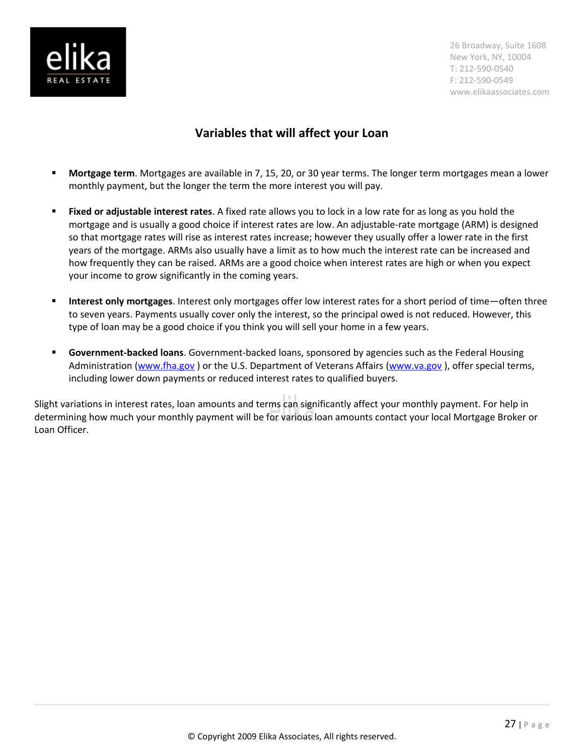## Variables that will affect your Loan

- **Mortgage term**. Mortgages are available in 7, 15, 20, or 30 year terms. The longer term mortgages mean a lower monthly payment, but the longer the term the more interest you will pay.

- **Fixed or adjustable interest rates**. A fixed rate allows you to lock in a low rate for as long as you hold the mortgage and is usually a good choice if interest rates are low. An adjustable-rate mortgage (ARM) is designed so that mortgage rates will rise as interest rates increase; however they usually offer a lower rate in the first years of the mortgage. ARMs also usually have a limit as to how much the interest rate can be increased and how frequently they can be raised. ARMs are a good choice when interest rates are high or when you expect your income to grow significantly in the coming years.

- **Interest only mortgages**. Interest only mortgages offer low interest rates for a short period of time—often three to seven years. Payments usually cover only the interest, so the principal owed is not reduced. However, this type of loan may be a good choice if you think you will sell your home in a few years.

- **Government-backed loans**. Government-backed loans, sponsored by agencies such as the Federal Housing Administration (www.fha.gov ) or the U.S. Department of Veterans Affairs (www.va.gov ), offer special terms, including lower down payments or reduced interest rates to qualified buyers.

Slight variations in interest rates, loan amounts and terms can significantly affect your monthly payment. For help in determining how much your monthly payment will be for various loan amounts contact your local Mortgage Broker or Loan Officer.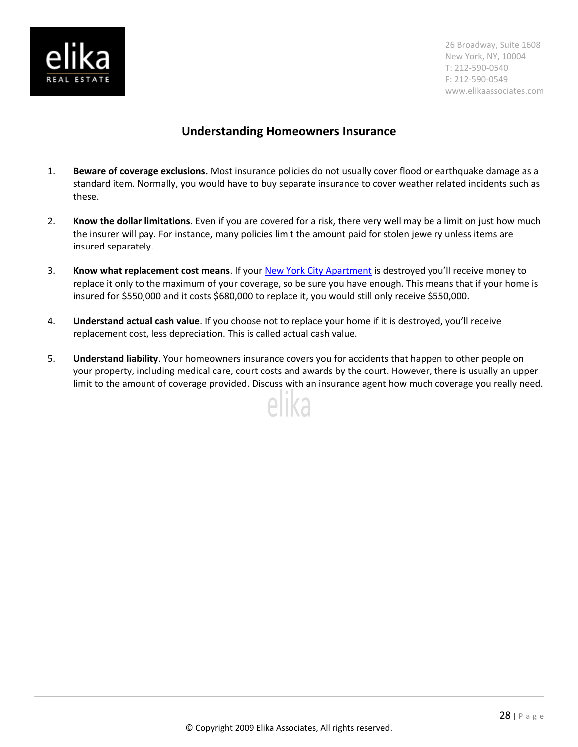## Understanding Homeowners Insurance

1. **Beware of coverage exclusions.** Most insurance policies do not usually cover flood or earthquake damage as a standard item. Normally, you would have to buy separate insurance to cover weather related incidents such as these.

2. **Know the dollar limitations**. Even if you are covered for a risk, there very well may be a limit on just how much the insurer will pay. For instance, many policies limit the amount paid for stolen jewelry unless items are insured separately.

3. **Know what replacement cost means**. If your New York City Apartment is destroyed you'll receive money to replace it only to the maximum of your coverage, so be sure you have enough. This means that if your home is insured for $550,000 and it costs $680,000 to replace it, you would still only receive $550,000.

4. **Understand actual cash value**. If you choose not to replace your home if it is destroyed, you'll receive replacement cost, less depreciation. This is called actual cash value.

5. **Understand liability**. Your homeowners insurance covers you for accidents that happen to other people on your property, including medical care, court costs and awards by the court. However, there is usually an upper limit to the amount of coverage provided. Discuss with an insurance agent how much coverage you really need.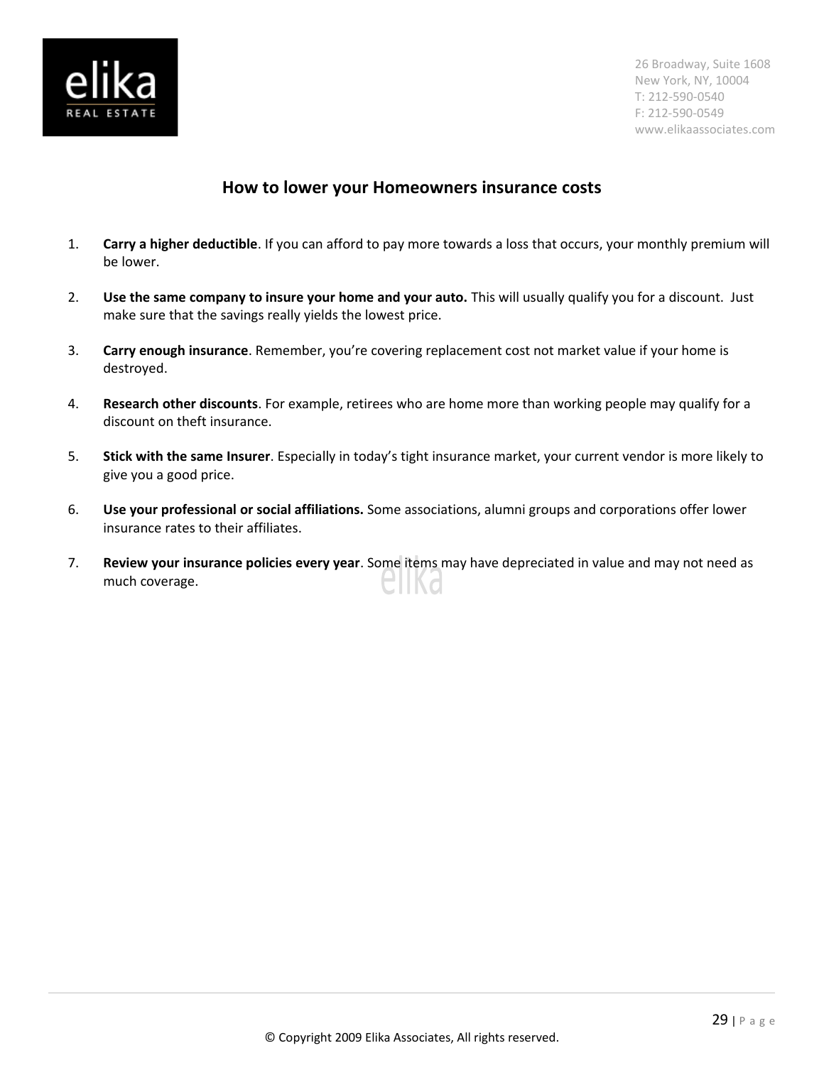## How to lower your Homeowners insurance costs

1. **Carry a higher deductible**. If you can afford to pay more towards a loss that occurs, your monthly premium will be lower.

2. **Use the same company to insure your home and your auto.** This will usually qualify you for a discount. Just make sure that the savings really yields the lowest price.

3. **Carry enough insurance**. Remember, you're covering replacement cost not market value if your home is destroyed.

4. **Research other discounts**. For example, retirees who are home more than working people may qualify for a discount on theft insurance.

5. **Stick with the same Insurer**. Especially in today's tight insurance market, your current vendor is more likely to give you a good price.

6. **Use your professional or social affiliations.** Some associations, alumni groups and corporations offer lower insurance rates to their affiliates.

7. **Review your insurance policies every year**. Some items may have depreciated in value and may not need as much coverage.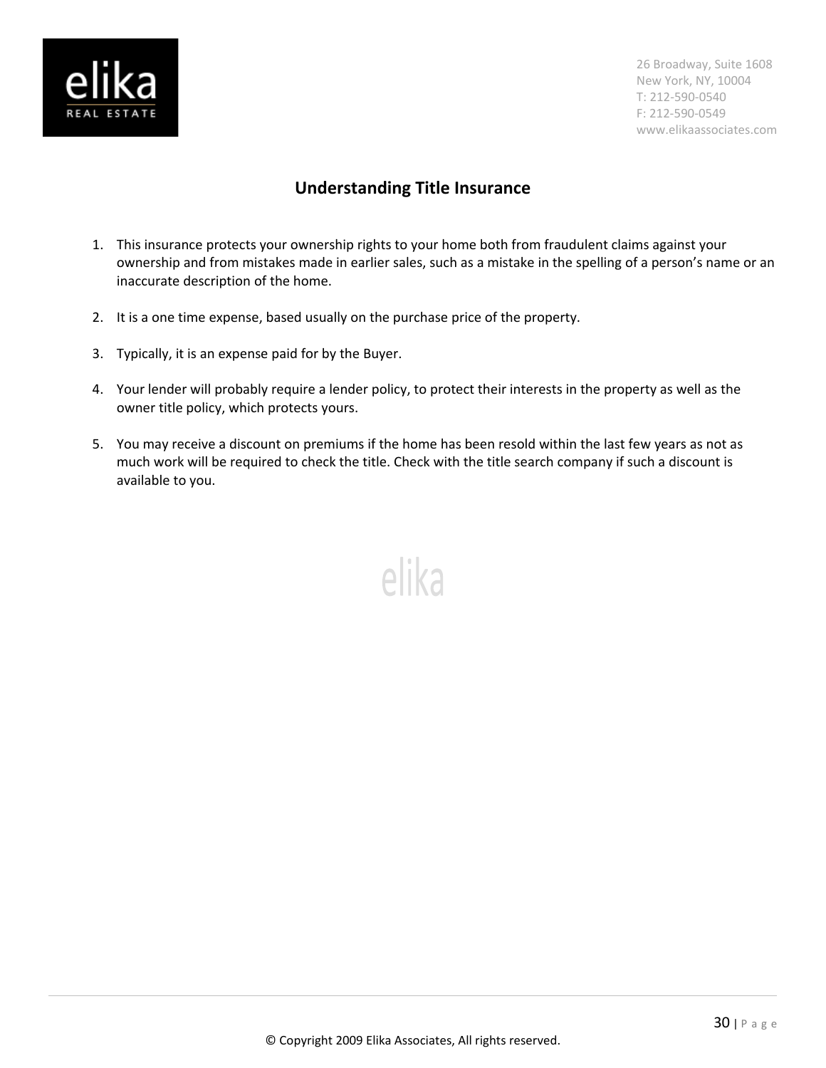# Understanding Title Insurance

1. This insurance protects your ownership rights to your home both from fraudulent claims against your ownership and from mistakes made in earlier sales, such as a mistake in the spelling of a person's name or an inaccurate description of the home.

2. It is a one time expense, based usually on the purchase price of the property.

3. Typically, it is an expense paid for by the Buyer.

4. Your lender will probably require a lender policy, to protect their interests in the property as well as the owner title policy, which protects yours.

5. You may receive a discount on premiums if the home has been resold within the last few years as not as much work will be required to check the title. Check with the title search company if such a discount is available to you.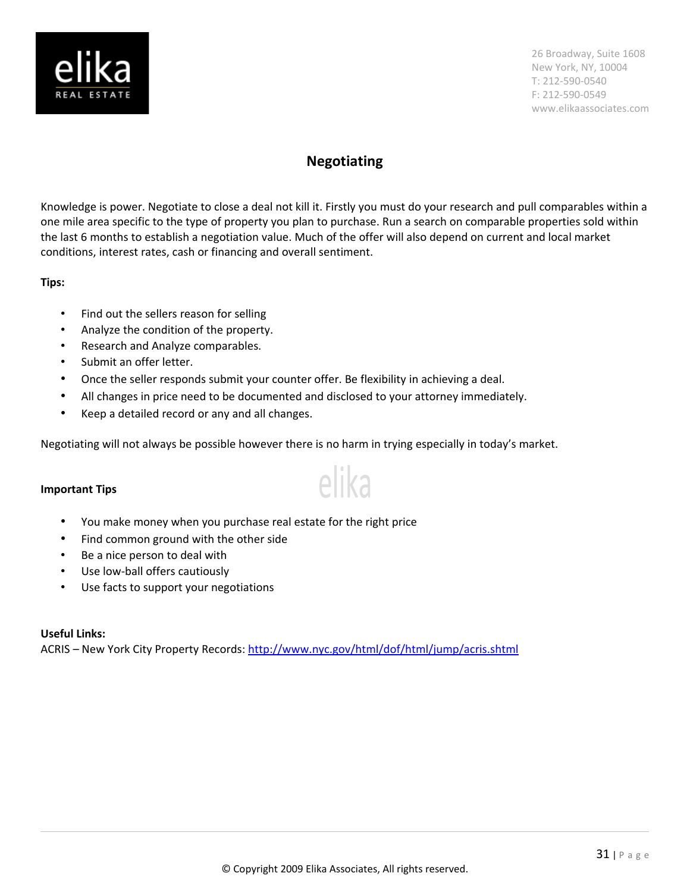# Negotiating

Knowledge is power. Negotiate to close a deal not kill it. Firstly you must do your research and pull comparables within a one mile area specific to the type of property you plan to purchase. Run a search on comparable properties sold within the last 6 months to establish a negotiation value. Much of the offer will also depend on current and local market conditions, interest rates, cash or financing and overall sentiment.

**Tips:**

- Find out the sellers reason for selling
- Analyze the condition of the property.
- Research and Analyze comparables.
- Submit an offer letter.
- Once the seller responds submit your counter offer. Be flexibility in achieving a deal.
- All changes in price need to be documented and disclosed to your attorney immediately.
- Keep a detailed record or any and all changes.

Negotiating will not always be possible however there is no harm in trying especially in today's market.

**Important Tips**

- You make money when you purchase real estate for the right price
- Find common ground with the other side
- Be a nice person to deal with
- Use low-ball offers cautiously
- Use facts to support your negotiations

**Useful Links:**
ACRIS – New York City Property Records: http://www.nyc.gov/html/dof/html/jump/acris.shtml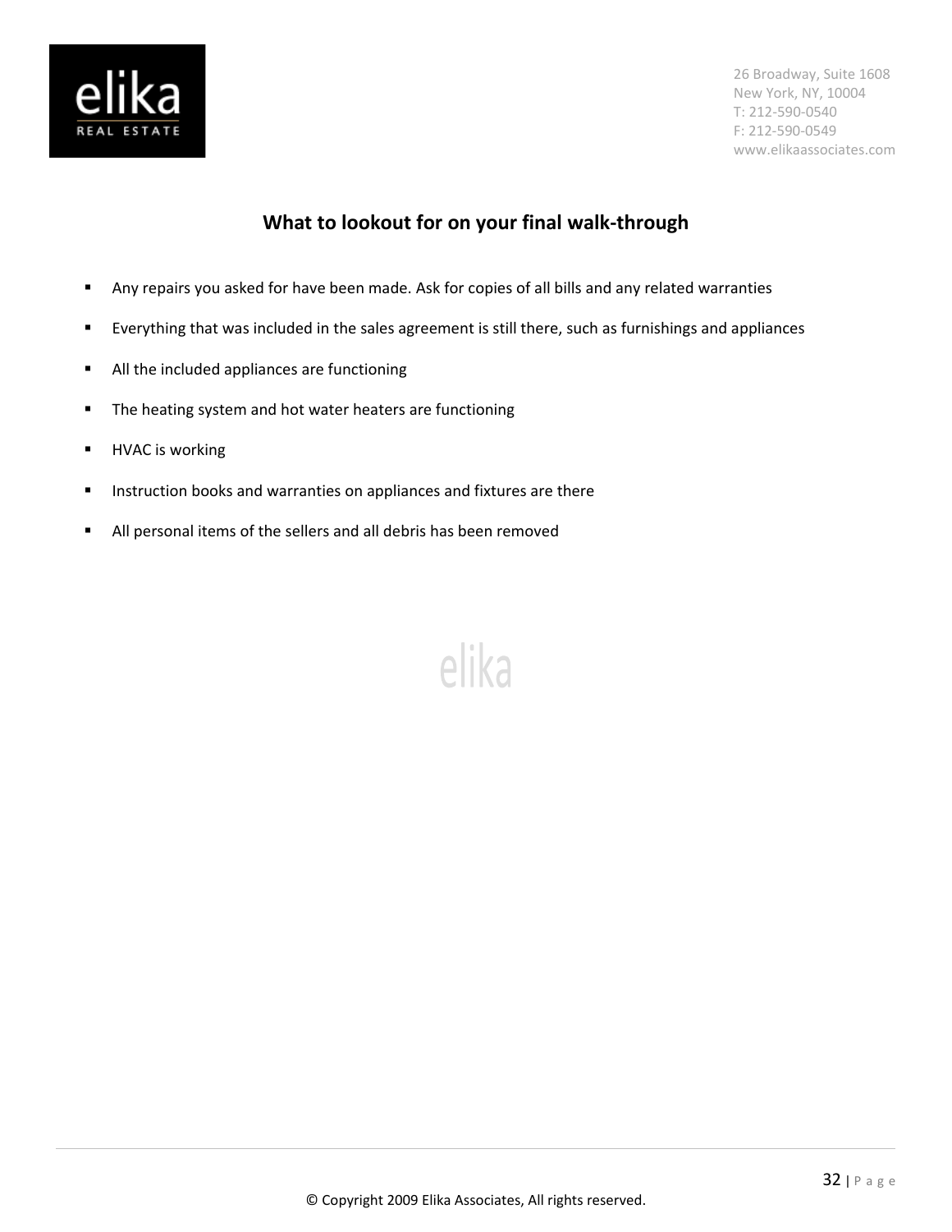## What to lookout for on your final walk-through

- Any repairs you asked for have been made. Ask for copies of all bills and any related warranties
- Everything that was included in the sales agreement is still there, such as furnishings and appliances
- All the included appliances are functioning
- The heating system and hot water heaters are functioning
- HVAC is working
- Instruction books and warranties on appliances and fixtures are there
- All personal items of the sellers and all debris has been removed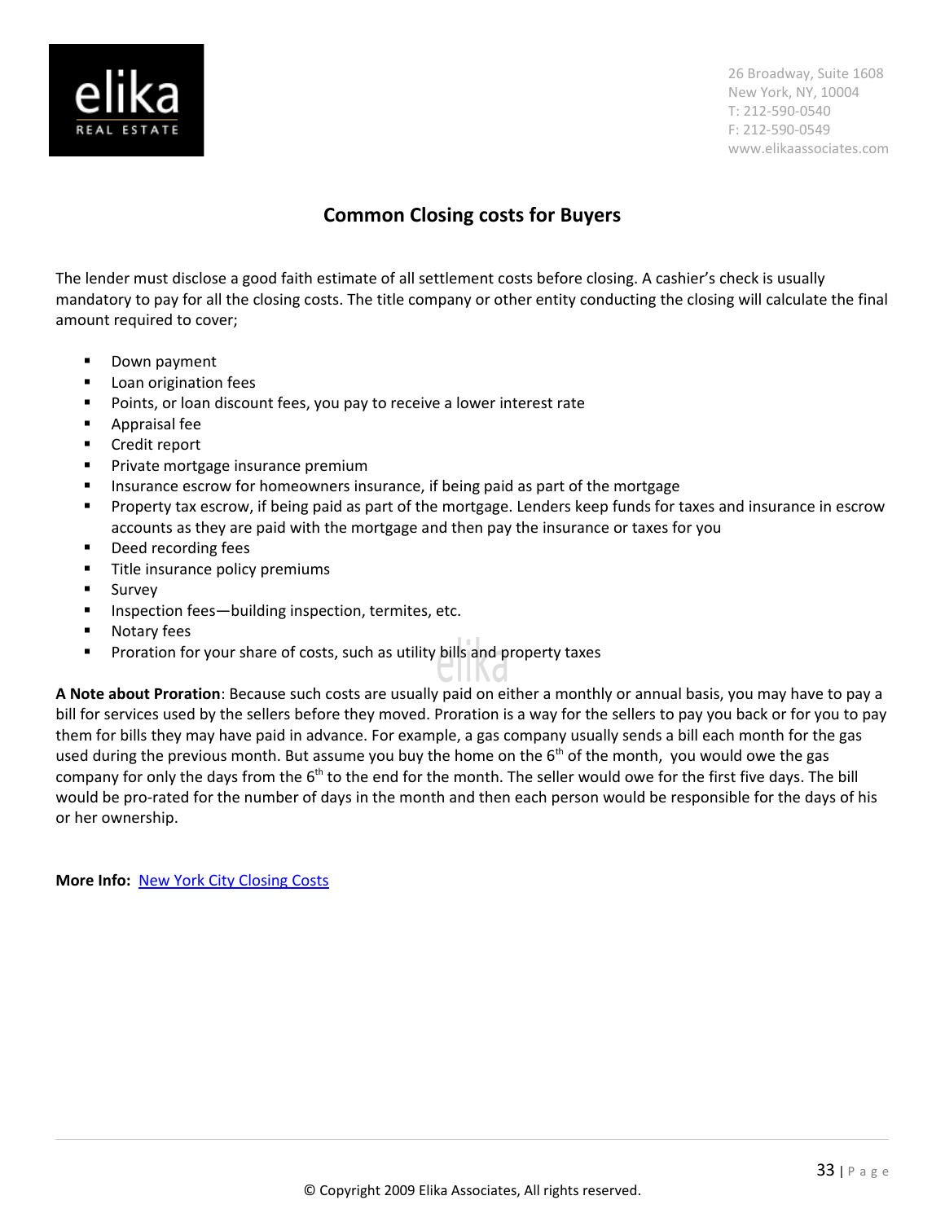## Common Closing costs for Buyers

The lender must disclose a good faith estimate of all settlement costs before closing. A cashier's check is usually mandatory to pay for all the closing costs. The title company or other entity conducting the closing will calculate the final amount required to cover;

- Down payment
- Loan origination fees
- Points, or loan discount fees, you pay to receive a lower interest rate
- Appraisal fee
- Credit report
- Private mortgage insurance premium
- Insurance escrow for homeowners insurance, if being paid as part of the mortgage
- Property tax escrow, if being paid as part of the mortgage. Lenders keep funds for taxes and insurance in escrow accounts as they are paid with the mortgage and then pay the insurance or taxes for you
- Deed recording fees
- Title insurance policy premiums
- Survey
- Inspection fees—building inspection, termites, etc.
- Notary fees
- Proration for your share of costs, such as utility bills and property taxes

**A Note about Proration**: Because such costs are usually paid on either a monthly or annual basis, you may have to pay a bill for services used by the sellers before they moved. Proration is a way for the sellers to pay you back or for you to pay them for bills they may have paid in advance. For example, a gas company usually sends a bill each month for the gas used during the previous month. But assume you buy the home on the 6th of the month, you would owe the gas company for only the days from the 6th to the end for the month. The seller would owe for the first five days. The bill would be pro-rated for the number of days in the month and then each person would be responsible for the days of his or her ownership.

**More Info:** New York City Closing Costs

© Copyright 2009 Elika Associates, All rights reserved.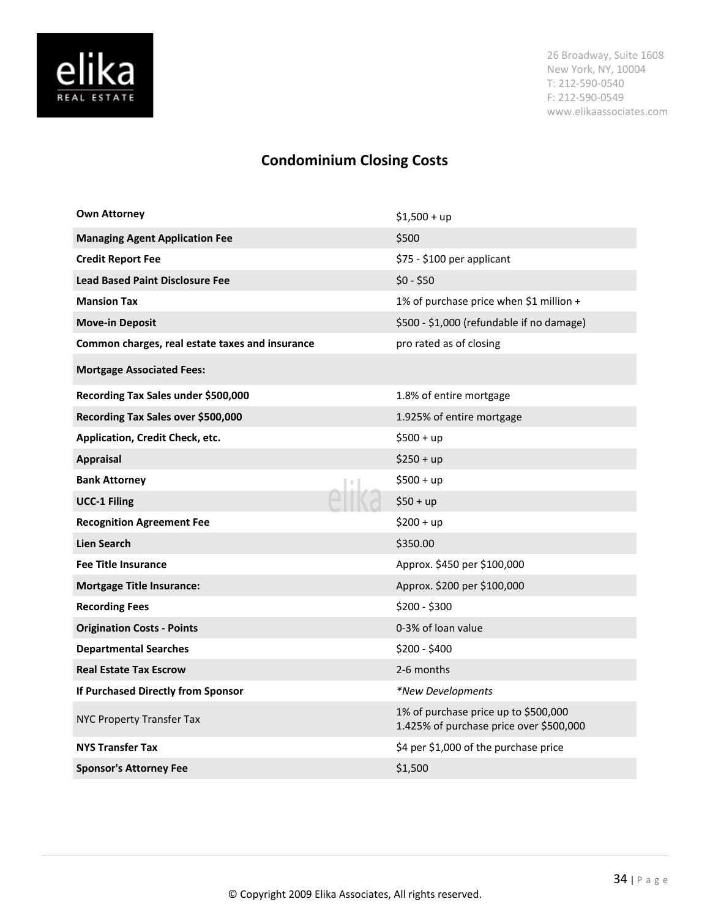# Condominium Closing Costs

| | |
|---|---|
| **Own Attorney** | $1,500 + up |
| **Managing Agent Application Fee** | $500 |
| **Credit Report Fee** | $75 - $100 per applicant |
| **Lead Based Paint Disclosure Fee** | $0 - $50 |
| **Mansion Tax** | 1% of purchase price when $1 million + |
| **Move-in Deposit** | $500 - $1,000 (refundable if no damage) |
| **Common charges, real estate taxes and insurance** | pro rated as of closing |
| **Mortgage Associated Fees:** | |
| **Recording Tax Sales under $500,000** | 1.8% of entire mortgage |
| **Recording Tax Sales over $500,000** | 1.925% of entire mortgage |
| **Application, Credit Check, etc.** | $500 + up |
| **Appraisal** | $250 + up |
| **Bank Attorney** | $500 + up |
| **UCC-1 Filing** | $50 + up |
| **Recognition Agreement Fee** | $200 + up |
| **Lien Search** | $350.00 |
| **Fee Title Insurance** | Approx. $450 per $100,000 |
| **Mortgage Title Insurance:** | Approx. $200 per $100,000 |
| **Recording Fees** | $200 - $300 |
| **Origination Costs - Points** | 0-3% of loan value |
| **Departmental Searches** | $200 - $400 |
| **Real Estate Tax Escrow** | 2-6 months |
| **If Purchased Directly from Sponsor** | *\*New Developments* |
| NYC Property Transfer Tax | 1% of purchase price up to $500,000<br>1.425% of purchase price over $500,000 |
| **NYS Transfer Tax** | $4 per $1,000 of the purchase price |
| **Sponsor's Attorney Fee** | $1,500 |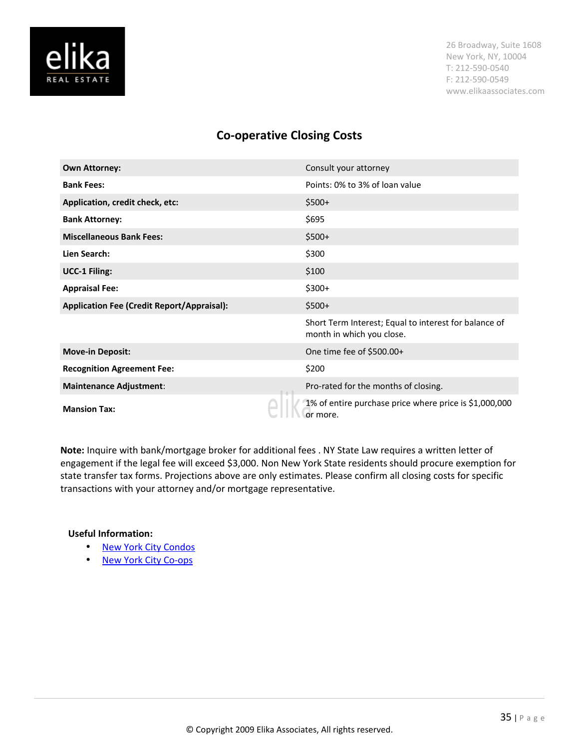## Co-operative Closing Costs

| | |
|---|---|
| **Own Attorney:** | Consult your attorney |
| **Bank Fees:** | Points: 0% to 3% of loan value |
| **Application, credit check, etc:** | $500+ |
| **Bank Attorney:** | $695 |
| **Miscellaneous Bank Fees:** | $500+ |
| **Lien Search:** | $300 |
| **UCC-1 Filing:** | $100 |
| **Appraisal Fee:** | $300+ |
| **Application Fee (Credit Report/Appraisal):** | $500+ |
| | Short Term Interest; Equal to interest for balance of month in which you close. |
| **Move-in Deposit:** | One time fee of $500.00+ |
| **Recognition Agreement Fee:** | $200 |
| **Maintenance Adjustment**: | Pro-rated for the months of closing. |
| **Mansion Tax:** | 1% of entire purchase price where price is $1,000,000 or more. |

**Note:** Inquire with bank/mortgage broker for additional fees . NY State Law requires a written letter of engagement if the legal fee will exceed $3,000. Non New York State residents should procure exemption for state transfer tax forms. Projections above are only estimates. Please confirm all closing costs for specific transactions with your attorney and/or mortgage representative.

**Useful Information:**

- New York City Condos
- New York City Co-ops

© Copyright 2009 Elika Associates, All rights reserved.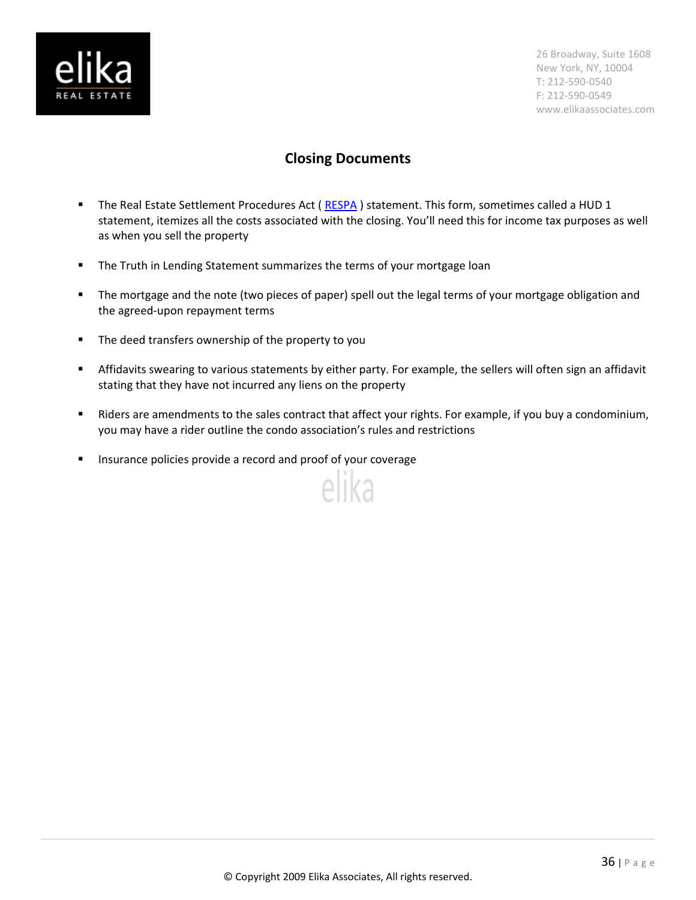## Closing Documents

- The Real Estate Settlement Procedures Act ( RESPA ) statement. This form, sometimes called a HUD 1 statement, itemizes all the costs associated with the closing. You'll need this for income tax purposes as well as when you sell the property
- The Truth in Lending Statement summarizes the terms of your mortgage loan
- The mortgage and the note (two pieces of paper) spell out the legal terms of your mortgage obligation and the agreed-upon repayment terms
- The deed transfers ownership of the property to you
- Affidavits swearing to various statements by either party. For example, the sellers will often sign an affidavit stating that they have not incurred any liens on the property
- Riders are amendments to the sales contract that affect your rights. For example, if you buy a condominium, you may have a rider outline the condo association's rules and restrictions
- Insurance policies provide a record and proof of your coverage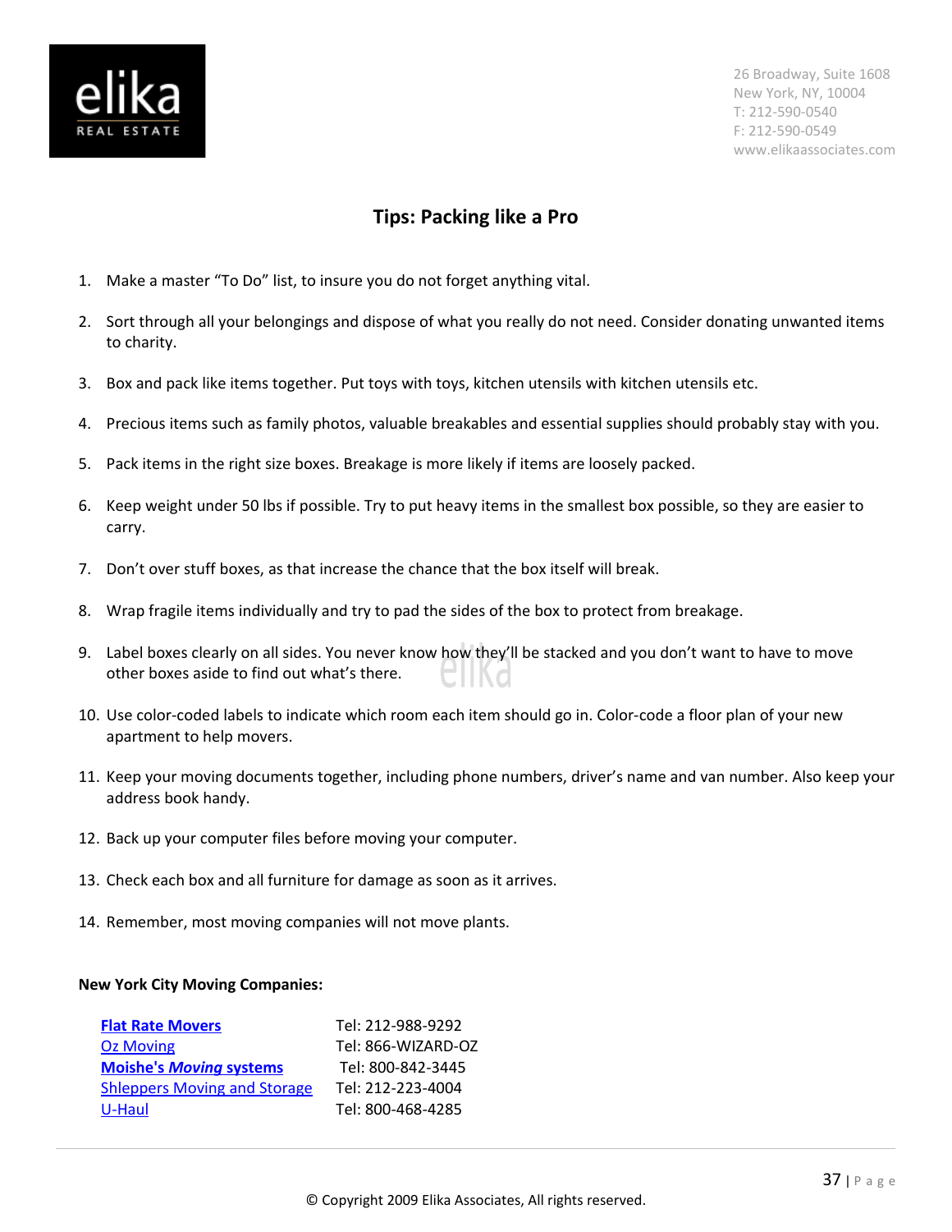26 Broadway, Suite 1608
New York, NY, 10004
T: 212-590-0540
F: 212-590-0549
www.elikaassociates.com

## Tips: Packing like a Pro

1. Make a master "To Do" list, to insure you do not forget anything vital.
2. Sort through all your belongings and dispose of what you really do not need. Consider donating unwanted items to charity.
3. Box and pack like items together. Put toys with toys, kitchen utensils with kitchen utensils etc.
4. Precious items such as family photos, valuable breakables and essential supplies should probably stay with you.
5. Pack items in the right size boxes. Breakage is more likely if items are loosely packed.
6. Keep weight under 50 lbs if possible. Try to put heavy items in the smallest box possible, so they are easier to carry.
7. Don't over stuff boxes, as that increase the chance that the box itself will break.
8. Wrap fragile items individually and try to pad the sides of the box to protect from breakage.
9. Label boxes clearly on all sides. You never know how they'll be stacked and you don't want to have to move other boxes aside to find out what's there.
10. Use color-coded labels to indicate which room each item should go in. Color-code a floor plan of your new apartment to help movers.
11. Keep your moving documents together, including phone numbers, driver's name and van number. Also keep your address book handy.
12. Back up your computer files before moving your computer.
13. Check each box and all furniture for damage as soon as it arrives.
14. Remember, most moving companies will not move plants.

**New York City Moving Companies:**

| | |
|---|---|
| **Flat Rate Movers** | Tel: 212-988-9292 |
| Oz Moving | Tel: 866-WIZARD-OZ |
| **Moishe's *Moving* systems** | Tel: 800-842-3445 |
| Shleppers Moving and Storage | Tel: 212-223-4004 |
| U-Haul | Tel: 800-468-4285 |

© Copyright 2009 Elika Associates, All rights reserved.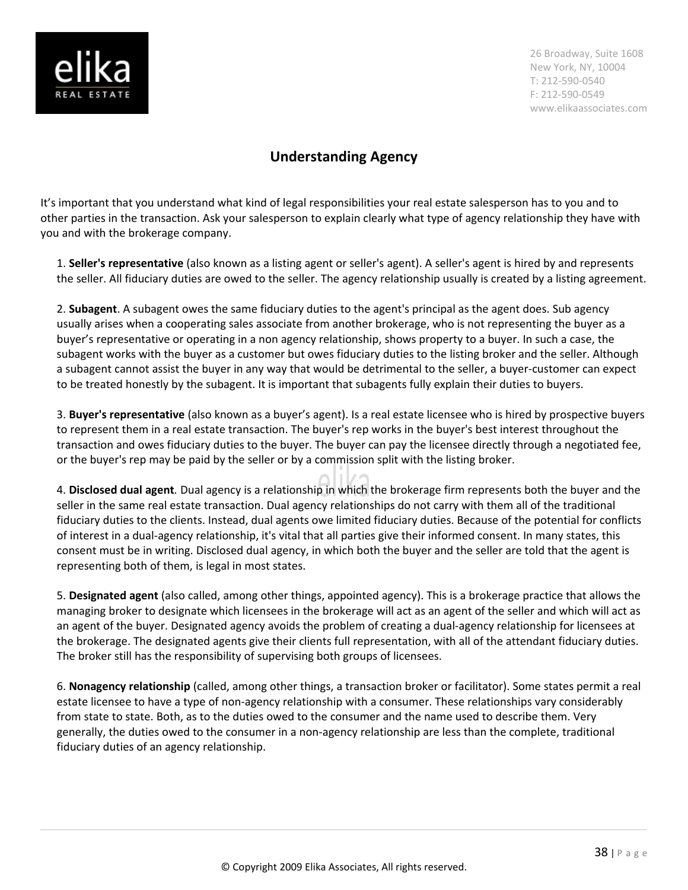## Understanding Agency

It's important that you understand what kind of legal responsibilities your real estate salesperson has to you and to other parties in the transaction. Ask your salesperson to explain clearly what type of agency relationship they have with you and with the brokerage company.

1. **Seller's representative** (also known as a listing agent or seller's agent). A seller's agent is hired by and represents the seller. All fiduciary duties are owed to the seller. The agency relationship usually is created by a listing agreement.

2. **Subagent**. A subagent owes the same fiduciary duties to the agent's principal as the agent does. Sub agency usually arises when a cooperating sales associate from another brokerage, who is not representing the buyer as a buyer's representative or operating in a non agency relationship, shows property to a buyer. In such a case, the subagent works with the buyer as a customer but owes fiduciary duties to the listing broker and the seller. Although a subagent cannot assist the buyer in any way that would be detrimental to the seller, a buyer-customer can expect to be treated honestly by the subagent. It is important that subagents fully explain their duties to buyers.

3. **Buyer's representative** (also known as a buyer's agent). Is a real estate licensee who is hired by prospective buyers to represent them in a real estate transaction. The buyer's rep works in the buyer's best interest throughout the transaction and owes fiduciary duties to the buyer. The buyer can pay the licensee directly through a negotiated fee, or the buyer's rep may be paid by the seller or by a commission split with the listing broker.

4. **Disclosed dual agent***.* Dual agency is a relationship in which the brokerage firm represents both the buyer and the seller in the same real estate transaction. Dual agency relationships do not carry with them all of the traditional fiduciary duties to the clients. Instead, dual agents owe limited fiduciary duties. Because of the potential for conflicts of interest in a dual-agency relationship, it's vital that all parties give their informed consent. In many states, this consent must be in writing. Disclosed dual agency, in which both the buyer and the seller are told that the agent is representing both of them, is legal in most states.

5. **Designated agent** (also called, among other things, appointed agency). This is a brokerage practice that allows the managing broker to designate which licensees in the brokerage will act as an agent of the seller and which will act as an agent of the buyer. Designated agency avoids the problem of creating a dual-agency relationship for licensees at the brokerage. The designated agents give their clients full representation, with all of the attendant fiduciary duties. The broker still has the responsibility of supervising both groups of licensees.

6. **Nonagency relationship** (called, among other things, a transaction broker or facilitator). Some states permit a real estate licensee to have a type of non-agency relationship with a consumer. These relationships vary considerably from state to state. Both, as to the duties owed to the consumer and the name used to describe them. Very generally, the duties owed to the consumer in a non-agency relationship are less than the complete, traditional fiduciary duties of an agency relationship.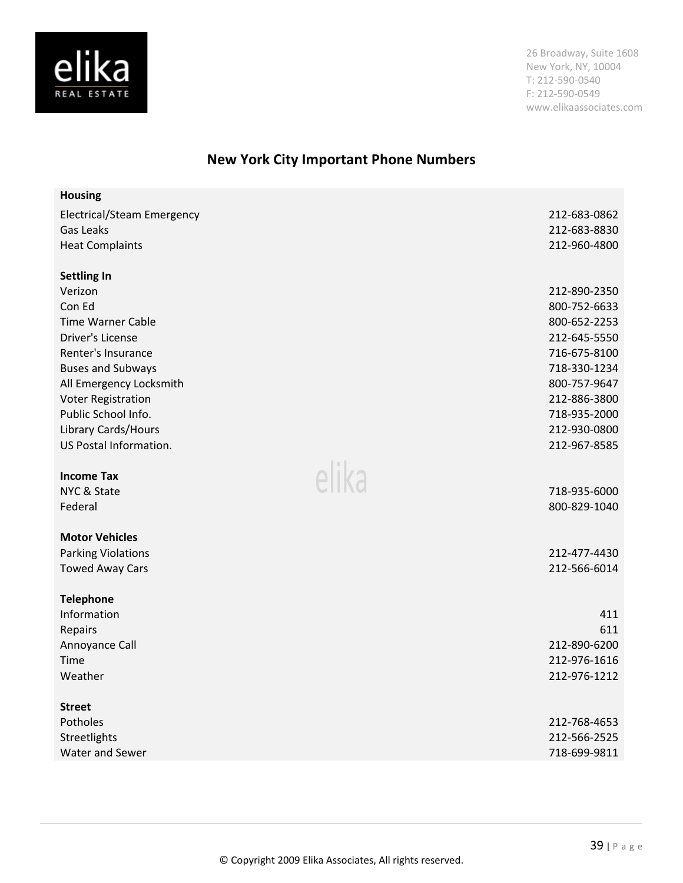elika

REAL ESTATE

26 Broadway, Suite 1608
New York, NY, 10004
T: 212-590-0540
F: 212-590-0549
www.elikaassociates.com

## New York City Important Phone Numbers

| **Housing** | |
|---|---|
| Electrical/Steam Emergency | 212-683-0862 |
| Gas Leaks | 212-683-8830 |
| Heat Complaints | 212-960-4800 |
| | |
| **Settling In** | |
| Verizon | 212-890-2350 |
| Con Ed | 800-752-6633 |
| Time Warner Cable | 800-652-2253 |
| Driver's License | 212-645-5550 |
| Renter's Insurance | 716-675-8100 |
| Buses and Subways | 718-330-1234 |
| All Emergency Locksmith | 800-757-9647 |
| Voter Registration | 212-886-3800 |
| Public School Info. | 718-935-2000 |
| Library Cards/Hours | 212-930-0800 |
| US Postal Information. | 212-967-8585 |
| | |
| **Income Tax** | |
| NYC & State | 718-935-6000 |
| Federal | 800-829-1040 |
| | |
| **Motor Vehicles** | |
| Parking Violations | 212-477-4430 |
| Towed Away Cars | 212-566-6014 |
| | |
| **Telephone** | |
| Information | 411 |
| Repairs | 611 |
| Annoyance Call | 212-890-6200 |
| Time | 212-976-1616 |
| Weather | 212-976-1212 |
| | |
| **Street** | |
| Potholes | 212-768-4653 |
| Streetlights | 212-566-2525 |
| Water and Sewer | 718-699-9811 |

© Copyright 2009 Elika Associates, All rights reserved.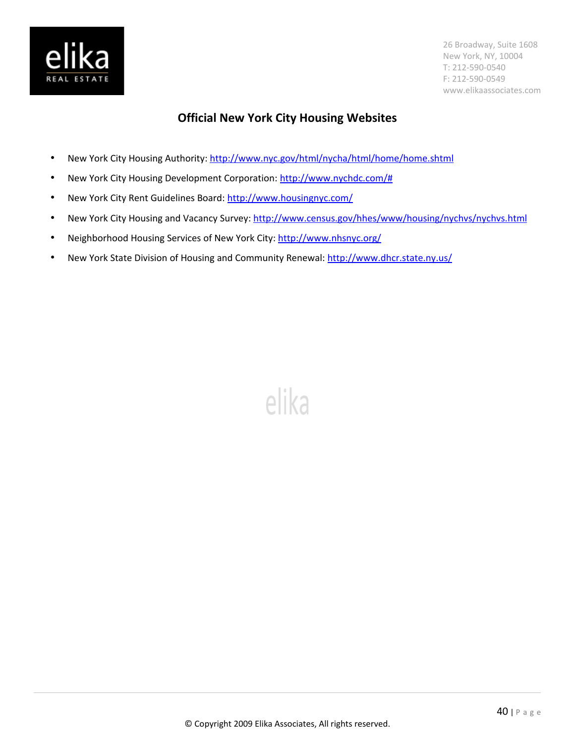## Official New York City Housing Websites

- New York City Housing Authority: http://www.nyc.gov/html/nycha/html/home/home.shtml
- New York City Housing Development Corporation: http://www.nychdc.com/#
- New York City Rent Guidelines Board: http://www.housingnyc.com/
- New York City Housing and Vacancy Survey: http://www.census.gov/hhes/www/housing/nychvs/nychvs.html
- Neighborhood Housing Services of New York City: http://www.nhsnyc.org/
- New York State Division of Housing and Community Renewal: http://www.dhcr.state.ny.us/